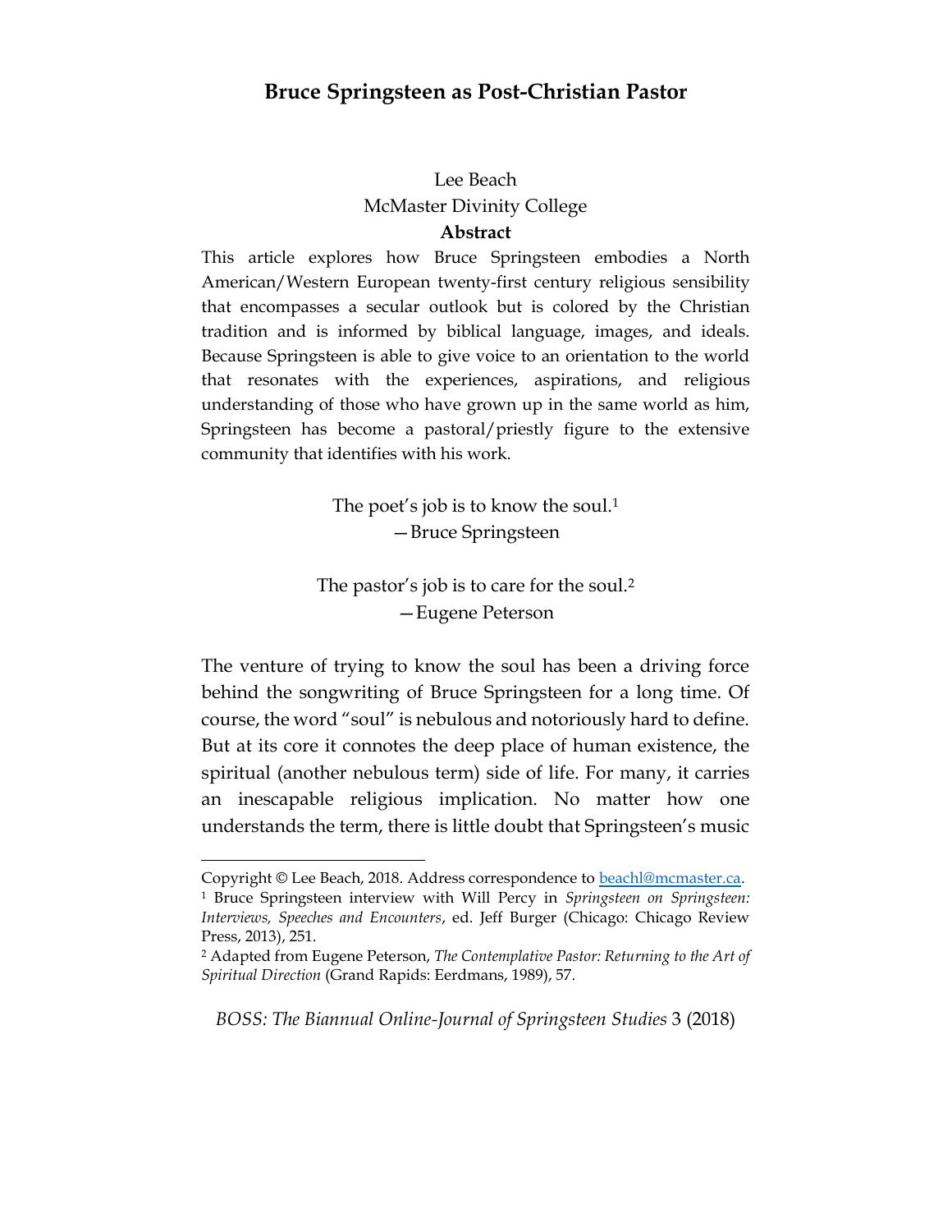# Bruce Springsteen as Post-Christian Pastor

Lee Beach
McMaster Divinity College

**Abstract**

This article explores how Bruce Springsteen embodies a North American/Western European twenty-first century religious sensibility that encompasses a secular outlook but is colored by the Christian tradition and is informed by biblical language, images, and ideals. Because Springsteen is able to give voice to an orientation to the world that resonates with the experiences, aspirations, and religious understanding of those who have grown up in the same world as him, Springsteen has become a pastoral/priestly figure to the extensive community that identifies with his work.

> The poet's job is to know the soul.[1]
> —Bruce Springsteen

> The pastor's job is to care for the soul.[2]
> —Eugene Peterson

The venture of trying to know the soul has been a driving force behind the songwriting of Bruce Springsteen for a long time. Of course, the word "soul" is nebulous and notoriously hard to define. But at its core it connotes the deep place of human existence, the spiritual (another nebulous term) side of life. For many, it carries an inescapable religious implication. No matter how one understands the term, there is little doubt that Springsteen's music

---

Copyright © Lee Beach, 2018. Address correspondence to beachl@mcmaster.ca.

[1] Bruce Springsteen interview with Will Percy in *Springsteen on Springsteen: Interviews, Speeches and Encounters*, ed. Jeff Burger (Chicago: Chicago Review Press, 2013), 251.

[2] Adapted from Eugene Peterson, *The Contemplative Pastor: Returning to the Art of Spiritual Direction* (Grand Rapids: Eerdmans, 1989), 57.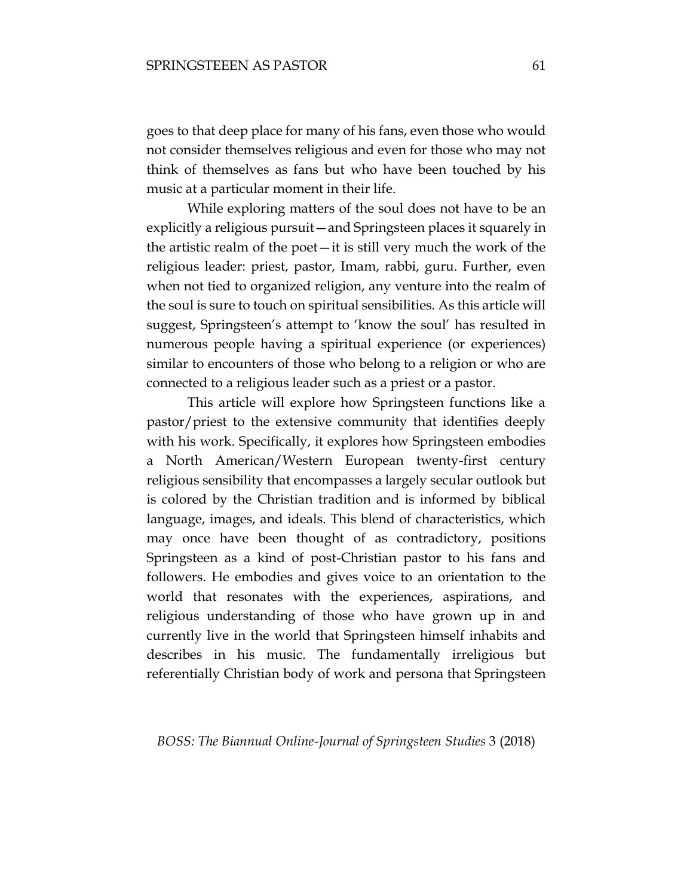goes to that deep place for many of his fans, even those who would not consider themselves religious and even for those who may not think of themselves as fans but who have been touched by his music at a particular moment in their life.

While exploring matters of the soul does not have to be an explicitly a religious pursuit—and Springsteen places it squarely in the artistic realm of the poet—it is still very much the work of the religious leader: priest, pastor, Imam, rabbi, guru. Further, even when not tied to organized religion, any venture into the realm of the soul is sure to touch on spiritual sensibilities. As this article will suggest, Springsteen's attempt to 'know the soul' has resulted in numerous people having a spiritual experience (or experiences) similar to encounters of those who belong to a religion or who are connected to a religious leader such as a priest or a pastor.

This article will explore how Springsteen functions like a pastor/priest to the extensive community that identifies deeply with his work. Specifically, it explores how Springsteen embodies a North American/Western European twenty-first century religious sensibility that encompasses a largely secular outlook but is colored by the Christian tradition and is informed by biblical language, images, and ideals. This blend of characteristics, which may once have been thought of as contradictory, positions Springsteen as a kind of post-Christian pastor to his fans and followers. He embodies and gives voice to an orientation to the world that resonates with the experiences, aspirations, and religious understanding of those who have grown up in and currently live in the world that Springsteen himself inhabits and describes in his music. The fundamentally irreligious but referentially Christian body of work and persona that Springsteen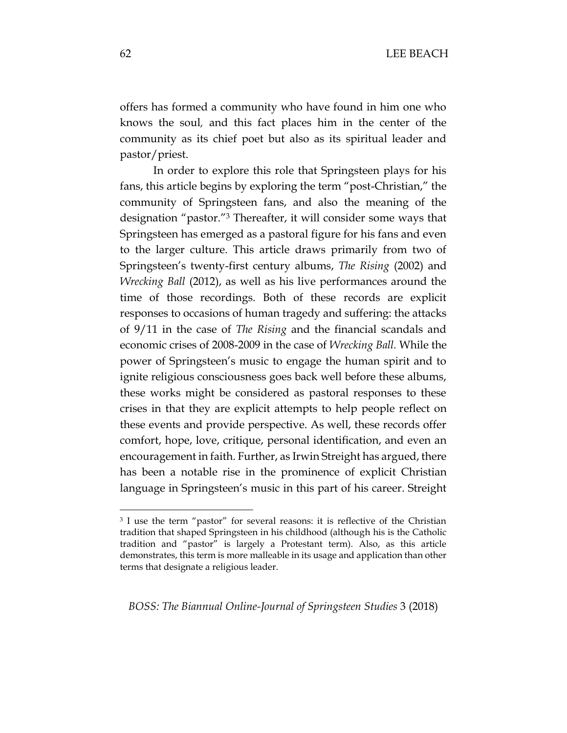offers has formed a community who have found in him one who knows the soul, and this fact places him in the center of the community as its chief poet but also as its spiritual leader and pastor/priest.

In order to explore this role that Springsteen plays for his fans, this article begins by exploring the term "post-Christian," the community of Springsteen fans, and also the meaning of the designation "pastor."[3] Thereafter, it will consider some ways that Springsteen has emerged as a pastoral figure for his fans and even to the larger culture. This article draws primarily from two of Springsteen's twenty-first century albums, *The Rising* (2002) and *Wrecking Ball* (2012), as well as his live performances around the time of those recordings. Both of these records are explicit responses to occasions of human tragedy and suffering: the attacks of 9/11 in the case of *The Rising* and the financial scandals and economic crises of 2008-2009 in the case of *Wrecking Ball.* While the power of Springsteen's music to engage the human spirit and to ignite religious consciousness goes back well before these albums, these works might be considered as pastoral responses to these crises in that they are explicit attempts to help people reflect on these events and provide perspective. As well, these records offer comfort, hope, love, critique, personal identification, and even an encouragement in faith. Further, as Irwin Streight has argued, there has been a notable rise in the prominence of explicit Christian language in Springsteen's music in this part of his career. Streight

[3] I use the term "pastor" for several reasons: it is reflective of the Christian tradition that shaped Springsteen in his childhood (although his is the Catholic tradition and "pastor" is largely a Protestant term). Also, as this article demonstrates, this term is more malleable in its usage and application than other terms that designate a religious leader.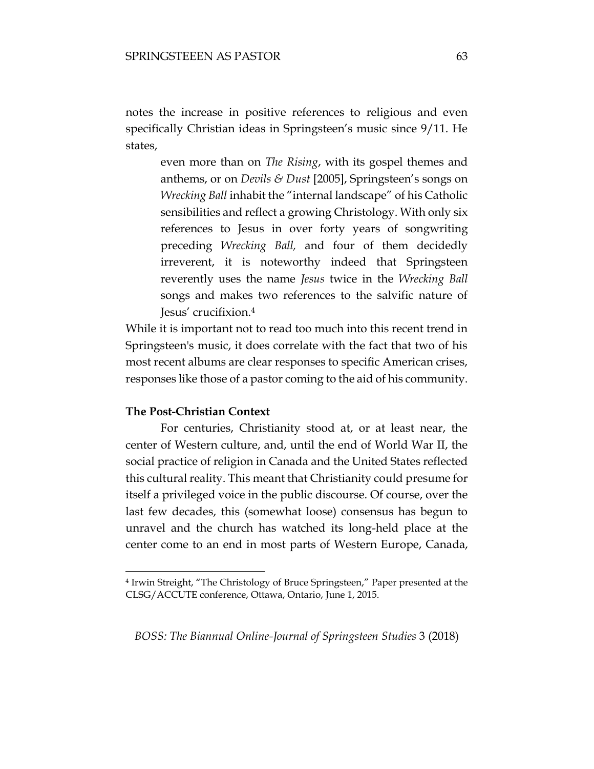notes the increase in positive references to religious and even specifically Christian ideas in Springsteen's music since 9/11. He states,

> even more than on *The Rising*, with its gospel themes and anthems, or on *Devils & Dust* [2005], Springsteen's songs on *Wrecking Ball* inhabit the "internal landscape" of his Catholic sensibilities and reflect a growing Christology. With only six references to Jesus in over forty years of songwriting preceding *Wrecking Ball,* and four of them decidedly irreverent, it is noteworthy indeed that Springsteen reverently uses the name *Jesus* twice in the *Wrecking Ball* songs and makes two references to the salvific nature of Jesus' crucifixion.[4]

While it is important not to read too much into this recent trend in Springsteen's music, it does correlate with the fact that two of his most recent albums are clear responses to specific American crises, responses like those of a pastor coming to the aid of his community.

**The Post-Christian Context**

For centuries, Christianity stood at, or at least near, the center of Western culture, and, until the end of World War II, the social practice of religion in Canada and the United States reflected this cultural reality. This meant that Christianity could presume for itself a privileged voice in the public discourse. Of course, over the last few decades, this (somewhat loose) consensus has begun to unravel and the church has watched its long-held place at the center come to an end in most parts of Western Europe, Canada,

---

[4] Irwin Streight, "The Christology of Bruce Springsteen," Paper presented at the CLSG/ACCUTE conference, Ottawa, Ontario, June 1, 2015.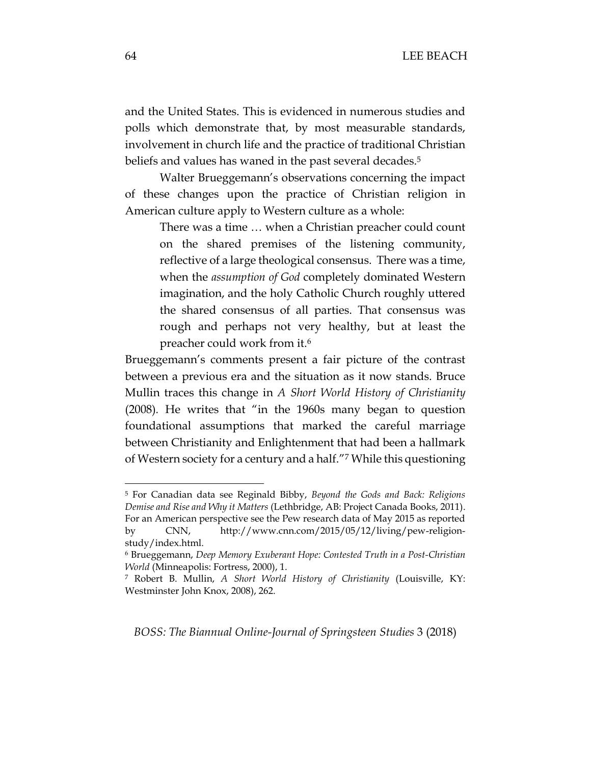and the United States. This is evidenced in numerous studies and polls which demonstrate that, by most measurable standards, involvement in church life and the practice of traditional Christian beliefs and values has waned in the past several decades.[5]

Walter Brueggemann's observations concerning the impact of these changes upon the practice of Christian religion in American culture apply to Western culture as a whole:

> There was a time … when a Christian preacher could count on the shared premises of the listening community, reflective of a large theological consensus. There was a time, when the *assumption of God* completely dominated Western imagination, and the holy Catholic Church roughly uttered the shared consensus of all parties. That consensus was rough and perhaps not very healthy, but at least the preacher could work from it.[6]

Brueggemann's comments present a fair picture of the contrast between a previous era and the situation as it now stands. Bruce Mullin traces this change in *A Short World History of Christianity* (2008). He writes that "in the 1960s many began to question foundational assumptions that marked the careful marriage between Christianity and Enlightenment that had been a hallmark of Western society for a century and a half."[7] While this questioning

---

[5] For Canadian data see Reginald Bibby, *Beyond the Gods and Back: Religions Demise and Rise and Why it Matters* (Lethbridge, AB: Project Canada Books, 2011). For an American perspective see the Pew research data of May 2015 as reported by CNN, http://www.cnn.com/2015/05/12/living/pew-religion-study/index.html.

[6] Brueggemann, *Deep Memory Exuberant Hope: Contested Truth in a Post-Christian World* (Minneapolis: Fortress, 2000), 1.

[7] Robert B. Mullin, *A Short World History of Christianity* (Louisville, KY: Westminster John Knox, 2008), 262.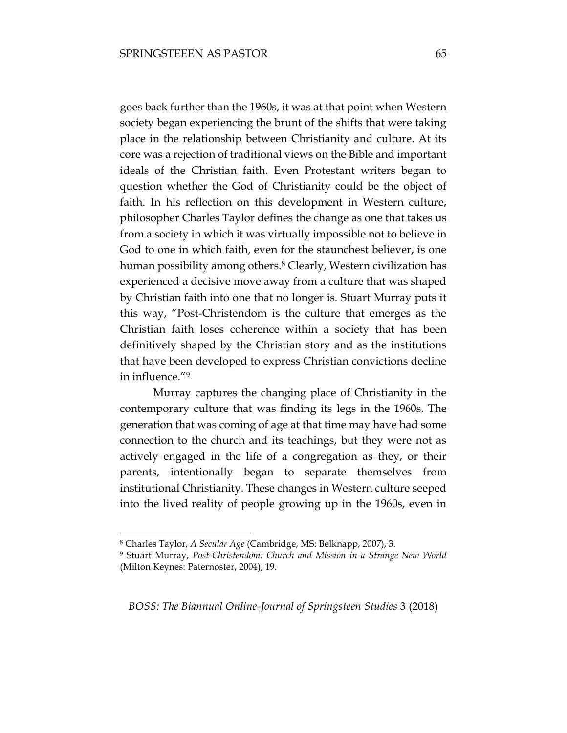goes back further than the 1960s, it was at that point when Western society began experiencing the brunt of the shifts that were taking place in the relationship between Christianity and culture. At its core was a rejection of traditional views on the Bible and important ideals of the Christian faith. Even Protestant writers began to question whether the God of Christianity could be the object of faith. In his reflection on this development in Western culture, philosopher Charles Taylor defines the change as one that takes us from a society in which it was virtually impossible not to believe in God to one in which faith, even for the staunchest believer, is one human possibility among others.[8] Clearly, Western civilization has experienced a decisive move away from a culture that was shaped by Christian faith into one that no longer is. Stuart Murray puts it this way, "Post-Christendom is the culture that emerges as the Christian faith loses coherence within a society that has been definitively shaped by the Christian story and as the institutions that have been developed to express Christian convictions decline in influence."[9]

Murray captures the changing place of Christianity in the contemporary culture that was finding its legs in the 1960s. The generation that was coming of age at that time may have had some connection to the church and its teachings, but they were not as actively engaged in the life of a congregation as they, or their parents, intentionally began to separate themselves from institutional Christianity. These changes in Western culture seeped into the lived reality of people growing up in the 1960s, even in

---

[8] Charles Taylor, *A Secular Age* (Cambridge, MS: Belknapp, 2007), 3.

[9] Stuart Murray, *Post-Christendom: Church and Mission in a Strange New World* (Milton Keynes: Paternoster, 2004), 19.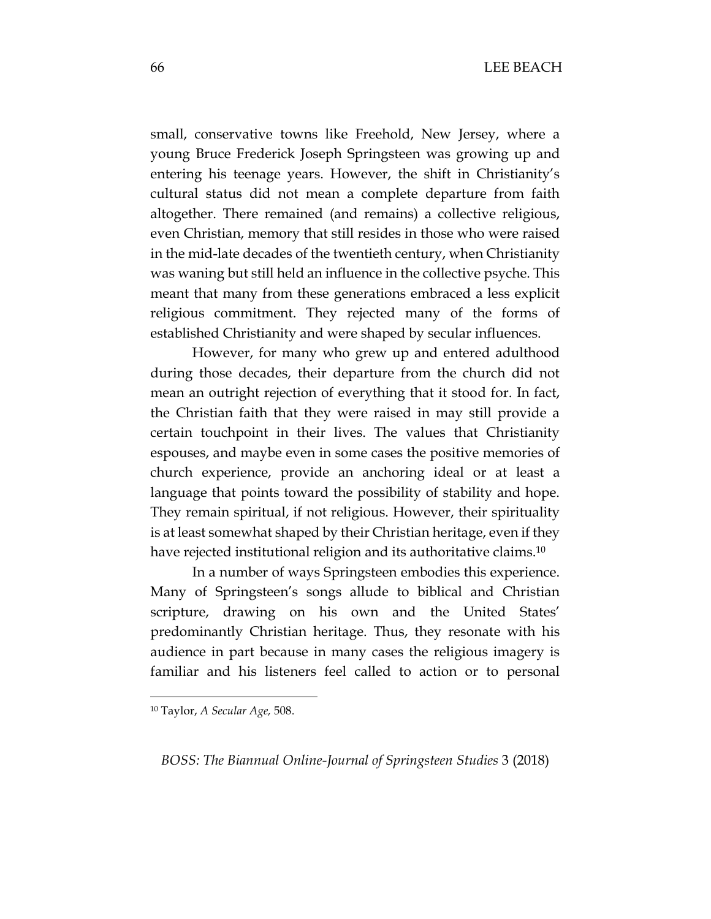small, conservative towns like Freehold, New Jersey, where a young Bruce Frederick Joseph Springsteen was growing up and entering his teenage years. However, the shift in Christianity's cultural status did not mean a complete departure from faith altogether. There remained (and remains) a collective religious, even Christian, memory that still resides in those who were raised in the mid-late decades of the twentieth century, when Christianity was waning but still held an influence in the collective psyche. This meant that many from these generations embraced a less explicit religious commitment. They rejected many of the forms of established Christianity and were shaped by secular influences.

However, for many who grew up and entered adulthood during those decades, their departure from the church did not mean an outright rejection of everything that it stood for. In fact, the Christian faith that they were raised in may still provide a certain touchpoint in their lives. The values that Christianity espouses, and maybe even in some cases the positive memories of church experience, provide an anchoring ideal or at least a language that points toward the possibility of stability and hope. They remain spiritual, if not religious. However, their spirituality is at least somewhat shaped by their Christian heritage, even if they have rejected institutional religion and its authoritative claims.[10]

In a number of ways Springsteen embodies this experience. Many of Springsteen's songs allude to biblical and Christian scripture, drawing on his own and the United States' predominantly Christian heritage. Thus, they resonate with his audience in part because in many cases the religious imagery is familiar and his listeners feel called to action or to personal

---

[10] Taylor, *A Secular Age,* 508.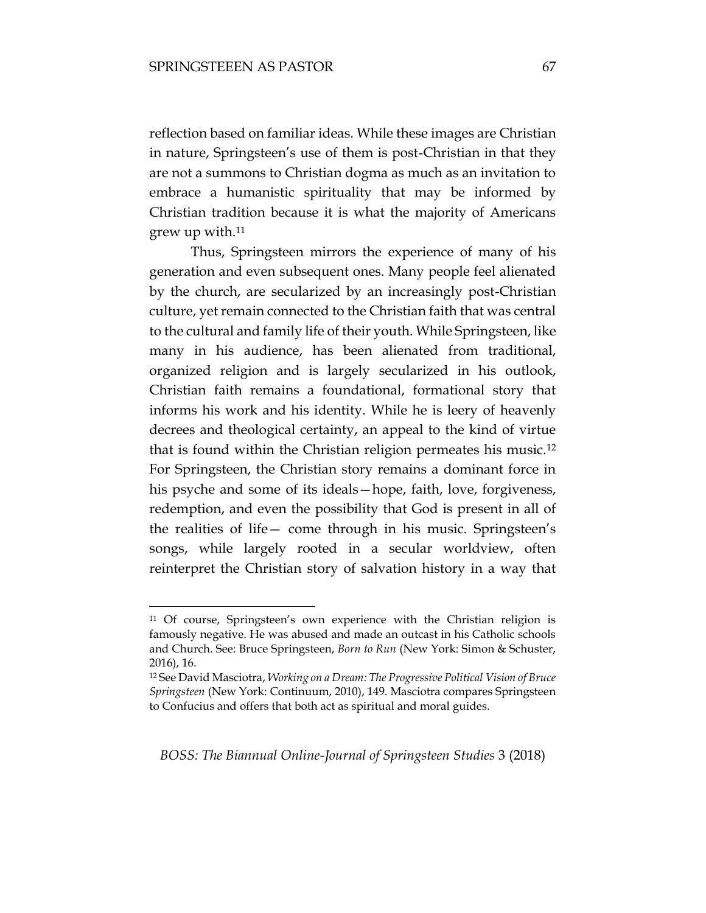reflection based on familiar ideas. While these images are Christian in nature, Springsteen's use of them is post-Christian in that they are not a summons to Christian dogma as much as an invitation to embrace a humanistic spirituality that may be informed by Christian tradition because it is what the majority of Americans grew up with.[11]

Thus, Springsteen mirrors the experience of many of his generation and even subsequent ones. Many people feel alienated by the church, are secularized by an increasingly post-Christian culture, yet remain connected to the Christian faith that was central to the cultural and family life of their youth. While Springsteen, like many in his audience, has been alienated from traditional, organized religion and is largely secularized in his outlook, Christian faith remains a foundational, formational story that informs his work and his identity. While he is leery of heavenly decrees and theological certainty, an appeal to the kind of virtue that is found within the Christian religion permeates his music.[12] For Springsteen, the Christian story remains a dominant force in his psyche and some of its ideals—hope, faith, love, forgiveness, redemption, and even the possibility that God is present in all of the realities of life— come through in his music. Springsteen's songs, while largely rooted in a secular worldview, often reinterpret the Christian story of salvation history in a way that

---

[11] Of course, Springsteen's own experience with the Christian religion is famously negative. He was abused and made an outcast in his Catholic schools and Church. See: Bruce Springsteen, *Born to Run* (New York: Simon & Schuster, 2016), 16.

[12] See David Masciotra, *Working on a Dream: The Progressive Political Vision of Bruce Springsteen* (New York: Continuum, 2010), 149. Masciotra compares Springsteen to Confucius and offers that both act as spiritual and moral guides.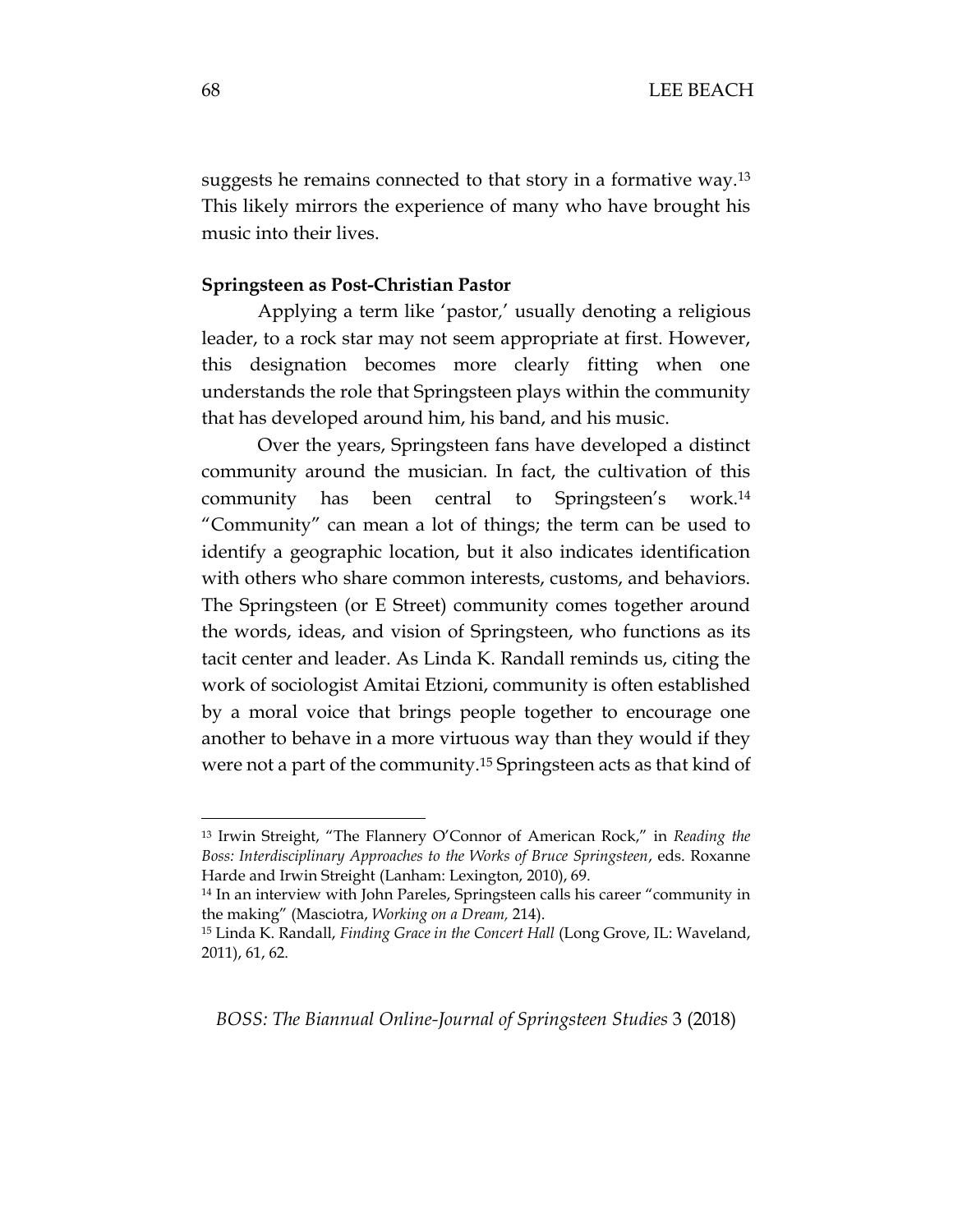suggests he remains connected to that story in a formative way.[13] This likely mirrors the experience of many who have brought his music into their lives.

**Springsteen as Post-Christian Pastor**

Applying a term like 'pastor,' usually denoting a religious leader, to a rock star may not seem appropriate at first. However, this designation becomes more clearly fitting when one understands the role that Springsteen plays within the community that has developed around him, his band, and his music.

Over the years, Springsteen fans have developed a distinct community around the musician. In fact, the cultivation of this community has been central to Springsteen's work.[14] "Community" can mean a lot of things; the term can be used to identify a geographic location, but it also indicates identification with others who share common interests, customs, and behaviors. The Springsteen (or E Street) community comes together around the words, ideas, and vision of Springsteen, who functions as its tacit center and leader. As Linda K. Randall reminds us, citing the work of sociologist Amitai Etzioni, community is often established by a moral voice that brings people together to encourage one another to behave in a more virtuous way than they would if they were not a part of the community.[15] Springsteen acts as that kind of

---

[13] Irwin Streight, "The Flannery O'Connor of American Rock," in *Reading the Boss: Interdisciplinary Approaches to the Works of Bruce Springsteen*, eds. Roxanne Harde and Irwin Streight (Lanham: Lexington, 2010), 69.

[14] In an interview with John Pareles, Springsteen calls his career "community in the making" (Masciotra, *Working on a Dream,* 214).

[15] Linda K. Randall, *Finding Grace in the Concert Hall* (Long Grove, IL: Waveland, 2011), 61, 62.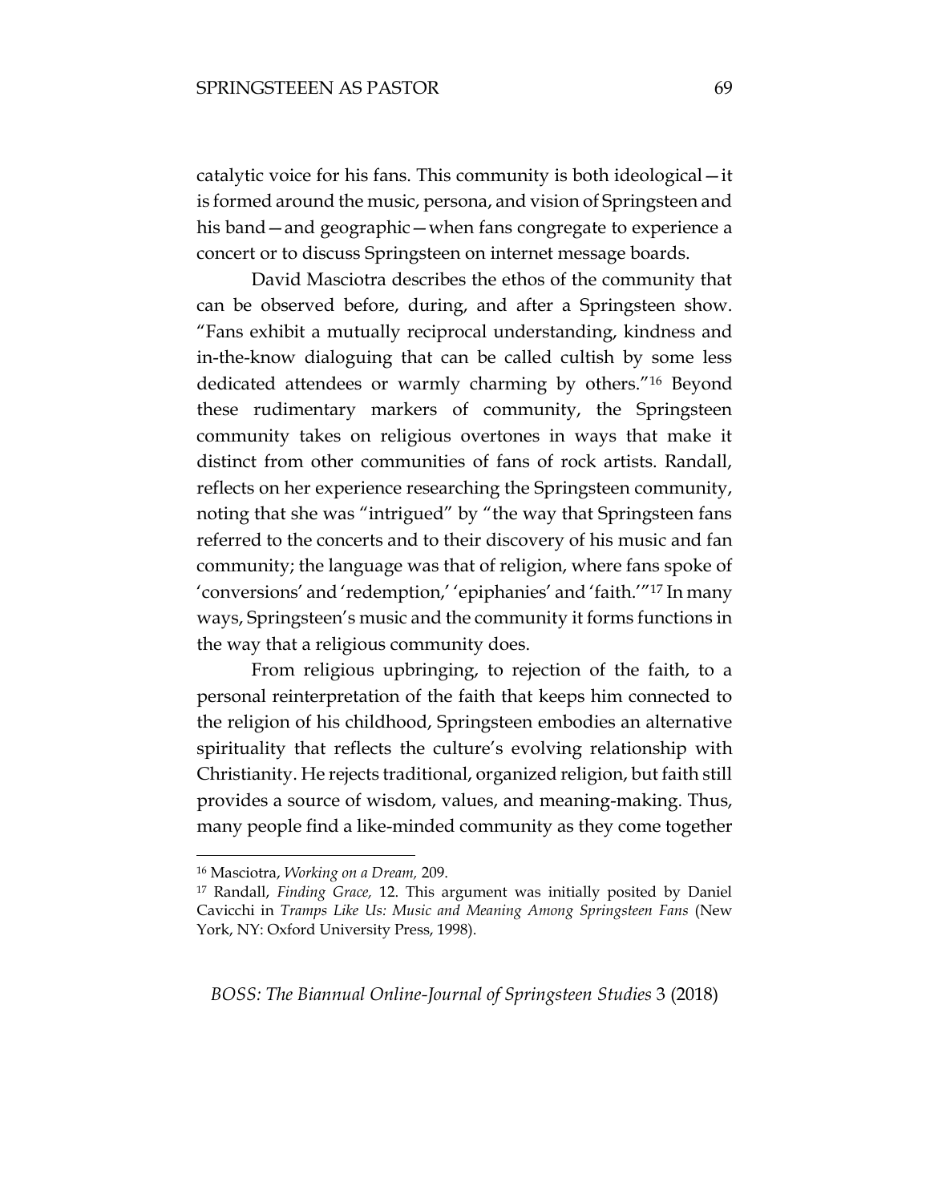catalytic voice for his fans. This community is both ideological—it is formed around the music, persona, and vision of Springsteen and his band—and geographic—when fans congregate to experience a concert or to discuss Springsteen on internet message boards.

David Masciotra describes the ethos of the community that can be observed before, during, and after a Springsteen show. "Fans exhibit a mutually reciprocal understanding, kindness and in-the-know dialoguing that can be called cultish by some less dedicated attendees or warmly charming by others."[16] Beyond these rudimentary markers of community, the Springsteen community takes on religious overtones in ways that make it distinct from other communities of fans of rock artists. Randall, reflects on her experience researching the Springsteen community, noting that she was "intrigued" by "the way that Springsteen fans referred to the concerts and to their discovery of his music and fan community; the language was that of religion, where fans spoke of 'conversions' and 'redemption,' 'epiphanies' and 'faith.'"[17] In many ways, Springsteen's music and the community it forms functions in the way that a religious community does.

From religious upbringing, to rejection of the faith, to a personal reinterpretation of the faith that keeps him connected to the religion of his childhood, Springsteen embodies an alternative spirituality that reflects the culture's evolving relationship with Christianity. He rejects traditional, organized religion, but faith still provides a source of wisdom, values, and meaning-making. Thus, many people find a like-minded community as they come together

---

[16] Masciotra, *Working on a Dream,* 209.

[17] Randall, *Finding Grace,* 12. This argument was initially posited by Daniel Cavicchi in *Tramps Like Us: Music and Meaning Among Springsteen Fans* (New York, NY: Oxford University Press, 1998).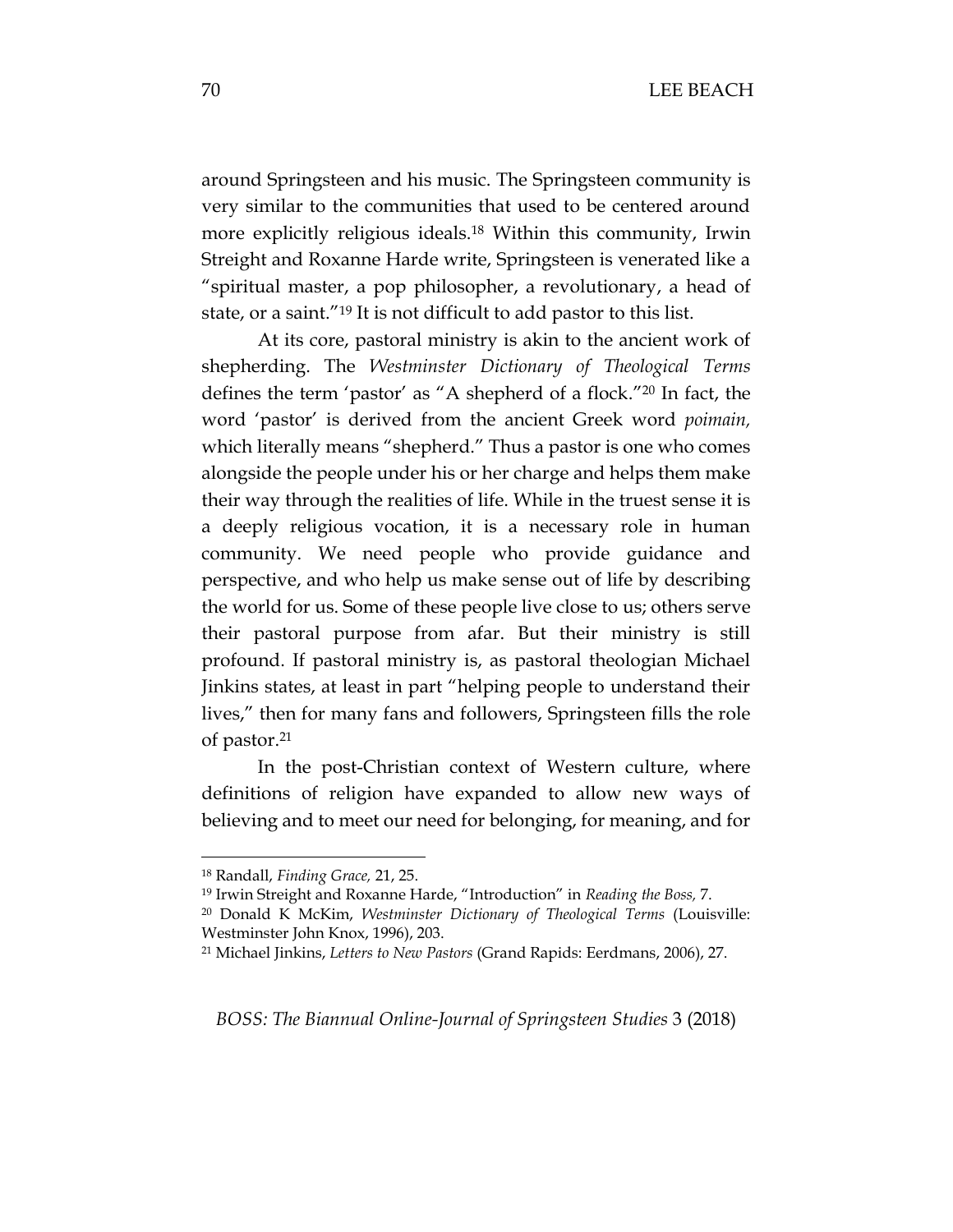around Springsteen and his music. The Springsteen community is very similar to the communities that used to be centered around more explicitly religious ideals.[18] Within this community, Irwin Streight and Roxanne Harde write, Springsteen is venerated like a "spiritual master, a pop philosopher, a revolutionary, a head of state, or a saint."[19] It is not difficult to add pastor to this list.

At its core, pastoral ministry is akin to the ancient work of shepherding. The *Westminster Dictionary of Theological Terms* defines the term 'pastor' as "A shepherd of a flock."[20] In fact, the word 'pastor' is derived from the ancient Greek word *poimain,* which literally means "shepherd." Thus a pastor is one who comes alongside the people under his or her charge and helps them make their way through the realities of life. While in the truest sense it is a deeply religious vocation, it is a necessary role in human community. We need people who provide guidance and perspective, and who help us make sense out of life by describing the world for us. Some of these people live close to us; others serve their pastoral purpose from afar. But their ministry is still profound. If pastoral ministry is, as pastoral theologian Michael Jinkins states, at least in part "helping people to understand their lives," then for many fans and followers, Springsteen fills the role of pastor.[21]

In the post-Christian context of Western culture, where definitions of religion have expanded to allow new ways of believing and to meet our need for belonging, for meaning, and for

---

[18] Randall, *Finding Grace,* 21, 25.

[19] Irwin Streight and Roxanne Harde, "Introduction" in *Reading the Boss,* 7.

[20] Donald K McKim, *Westminster Dictionary of Theological Terms* (Louisville: Westminster John Knox, 1996), 203.

[21] Michael Jinkins, *Letters to New Pastors* (Grand Rapids: Eerdmans, 2006), 27.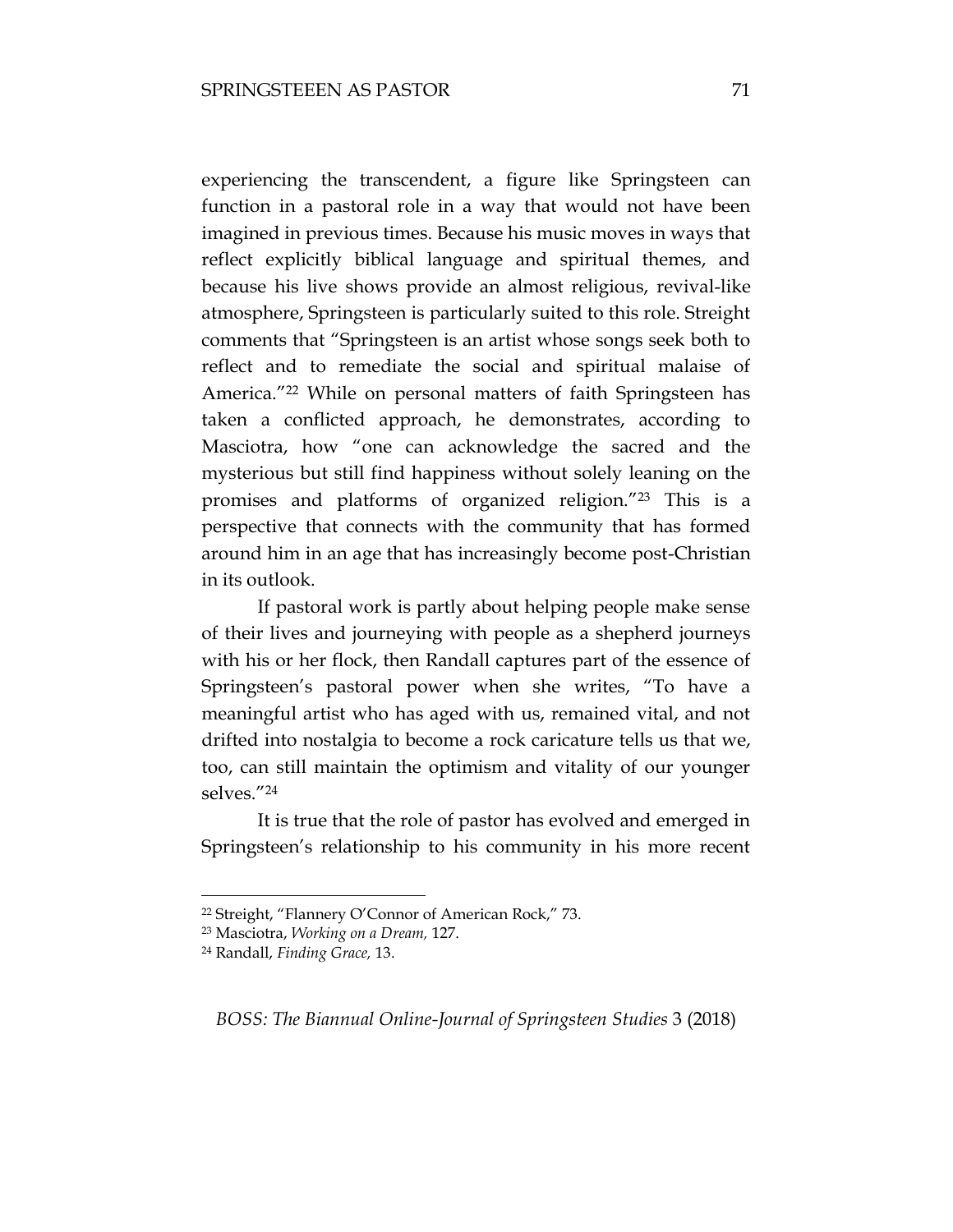experiencing the transcendent, a figure like Springsteen can function in a pastoral role in a way that would not have been imagined in previous times. Because his music moves in ways that reflect explicitly biblical language and spiritual themes, and because his live shows provide an almost religious, revival-like atmosphere, Springsteen is particularly suited to this role. Streight comments that "Springsteen is an artist whose songs seek both to reflect and to remediate the social and spiritual malaise of America."[22] While on personal matters of faith Springsteen has taken a conflicted approach, he demonstrates, according to Masciotra, how "one can acknowledge the sacred and the mysterious but still find happiness without solely leaning on the promises and platforms of organized religion."[23] This is a perspective that connects with the community that has formed around him in an age that has increasingly become post-Christian in its outlook.

If pastoral work is partly about helping people make sense of their lives and journeying with people as a shepherd journeys with his or her flock, then Randall captures part of the essence of Springsteen's pastoral power when she writes, "To have a meaningful artist who has aged with us, remained vital, and not drifted into nostalgia to become a rock caricature tells us that we, too, can still maintain the optimism and vitality of our younger selves."[24]

It is true that the role of pastor has evolved and emerged in Springsteen's relationship to his community in his more recent

---

[22] Streight, "Flannery O'Connor of American Rock," 73.

[23] Masciotra, *Working on a Dream,* 127.

[24] Randall, *Finding Grace,* 13.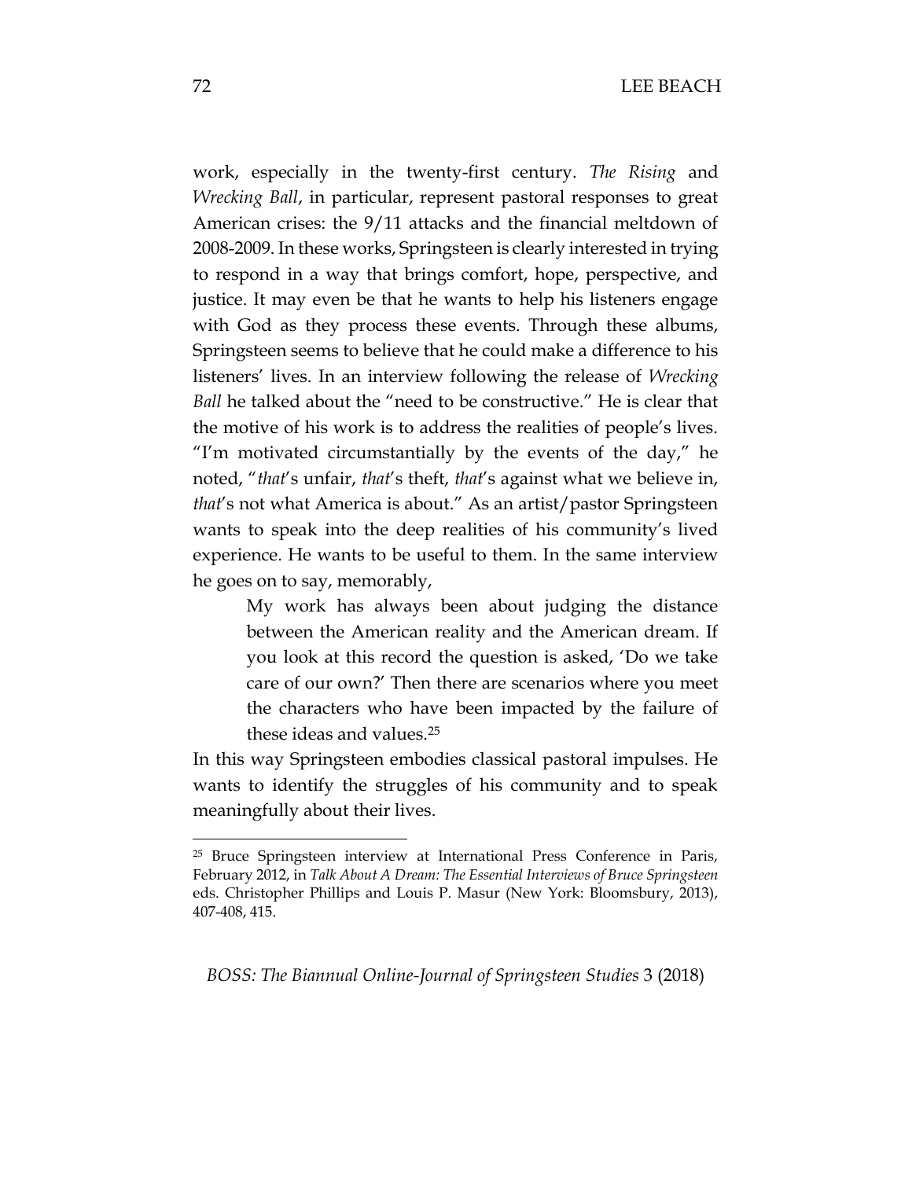work, especially in the twenty-first century. *The Rising* and *Wrecking Ball*, in particular, represent pastoral responses to great American crises: the 9/11 attacks and the financial meltdown of 2008-2009. In these works, Springsteen is clearly interested in trying to respond in a way that brings comfort, hope, perspective, and justice. It may even be that he wants to help his listeners engage with God as they process these events. Through these albums, Springsteen seems to believe that he could make a difference to his listeners' lives. In an interview following the release of *Wrecking Ball* he talked about the "need to be constructive." He is clear that the motive of his work is to address the realities of people's lives. "I'm motivated circumstantially by the events of the day," he noted, "*that*'s unfair, *that*'s theft, *that*'s against what we believe in, *that*'s not what America is about." As an artist/pastor Springsteen wants to speak into the deep realities of his community's lived experience. He wants to be useful to them. In the same interview he goes on to say, memorably,

> My work has always been about judging the distance between the American reality and the American dream. If you look at this record the question is asked, 'Do we take care of our own?' Then there are scenarios where you meet the characters who have been impacted by the failure of these ideas and values.[25]

In this way Springsteen embodies classical pastoral impulses. He wants to identify the struggles of his community and to speak meaningfully about their lives.

---

[25] Bruce Springsteen interview at International Press Conference in Paris, February 2012, in *Talk About A Dream: The Essential Interviews of Bruce Springsteen* eds. Christopher Phillips and Louis P. Masur (New York: Bloomsbury, 2013), 407-408, 415.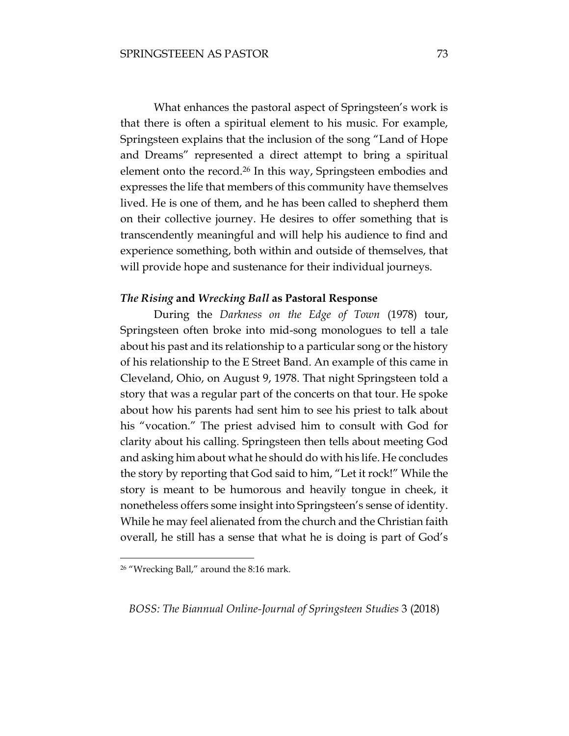What enhances the pastoral aspect of Springsteen's work is that there is often a spiritual element to his music. For example, Springsteen explains that the inclusion of the song "Land of Hope and Dreams" represented a direct attempt to bring a spiritual element onto the record.[26] In this way, Springsteen embodies and expresses the life that members of this community have themselves lived. He is one of them, and he has been called to shepherd them on their collective journey. He desires to offer something that is transcendently meaningful and will help his audience to find and experience something, both within and outside of themselves, that will provide hope and sustenance for their individual journeys.

### *The Rising* and *Wrecking Ball* as Pastoral Response

During the *Darkness on the Edge of Town* (1978) tour, Springsteen often broke into mid-song monologues to tell a tale about his past and its relationship to a particular song or the history of his relationship to the E Street Band. An example of this came in Cleveland, Ohio, on August 9, 1978. That night Springsteen told a story that was a regular part of the concerts on that tour. He spoke about how his parents had sent him to see his priest to talk about his "vocation." The priest advised him to consult with God for clarity about his calling. Springsteen then tells about meeting God and asking him about what he should do with his life. He concludes the story by reporting that God said to him, "Let it rock!" While the story is meant to be humorous and heavily tongue in cheek, it nonetheless offers some insight into Springsteen's sense of identity. While he may feel alienated from the church and the Christian faith overall, he still has a sense that what he is doing is part of God's

---

[26] "Wrecking Ball," around the 8:16 mark.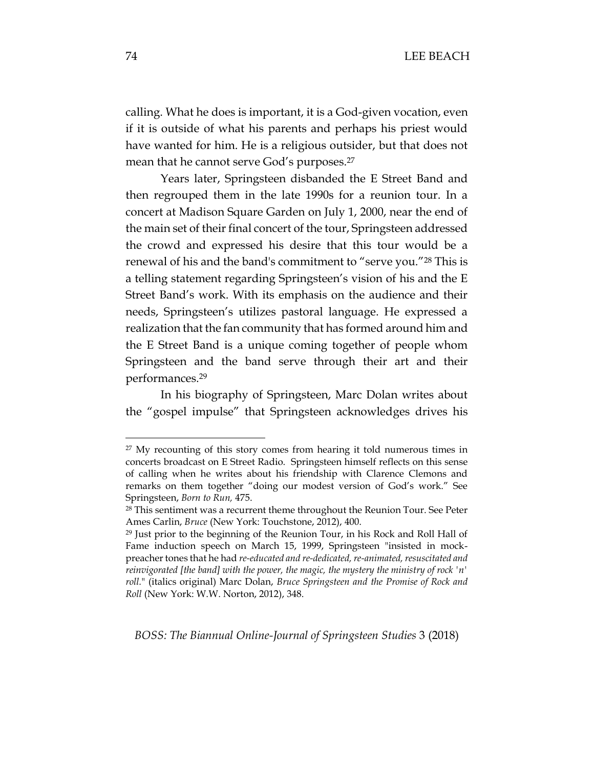calling. What he does is important, it is a God-given vocation, even if it is outside of what his parents and perhaps his priest would have wanted for him. He is a religious outsider, but that does not mean that he cannot serve God's purposes.[27]

Years later, Springsteen disbanded the E Street Band and then regrouped them in the late 1990s for a reunion tour. In a concert at Madison Square Garden on July 1, 2000, near the end of the main set of their final concert of the tour, Springsteen addressed the crowd and expressed his desire that this tour would be a renewal of his and the band's commitment to "serve you."[28] This is a telling statement regarding Springsteen's vision of his and the E Street Band's work. With its emphasis on the audience and their needs, Springsteen's utilizes pastoral language. He expressed a realization that the fan community that has formed around him and the E Street Band is a unique coming together of people whom Springsteen and the band serve through their art and their performances.[29]

In his biography of Springsteen, Marc Dolan writes about the "gospel impulse" that Springsteen acknowledges drives his

---

[27] My recounting of this story comes from hearing it told numerous times in concerts broadcast on E Street Radio. Springsteen himself reflects on this sense of calling when he writes about his friendship with Clarence Clemons and remarks on them together "doing our modest version of God's work." See Springsteen, *Born to Run,* 475.

[28] This sentiment was a recurrent theme throughout the Reunion Tour. See Peter Ames Carlin, *Bruce* (New York: Touchstone, 2012), 400.

[29] Just prior to the beginning of the Reunion Tour, in his Rock and Roll Hall of Fame induction speech on March 15, 1999, Springsteen "insisted in mock-preacher tones that he had *re-educated and re-dedicated, re-animated, resuscitated and reinvigorated [the band] with the power, the magic, the mystery the ministry of rock 'n' roll.*" (italics original) Marc Dolan, *Bruce Springsteen and the Promise of Rock and Roll* (New York: W.W. Norton, 2012), 348.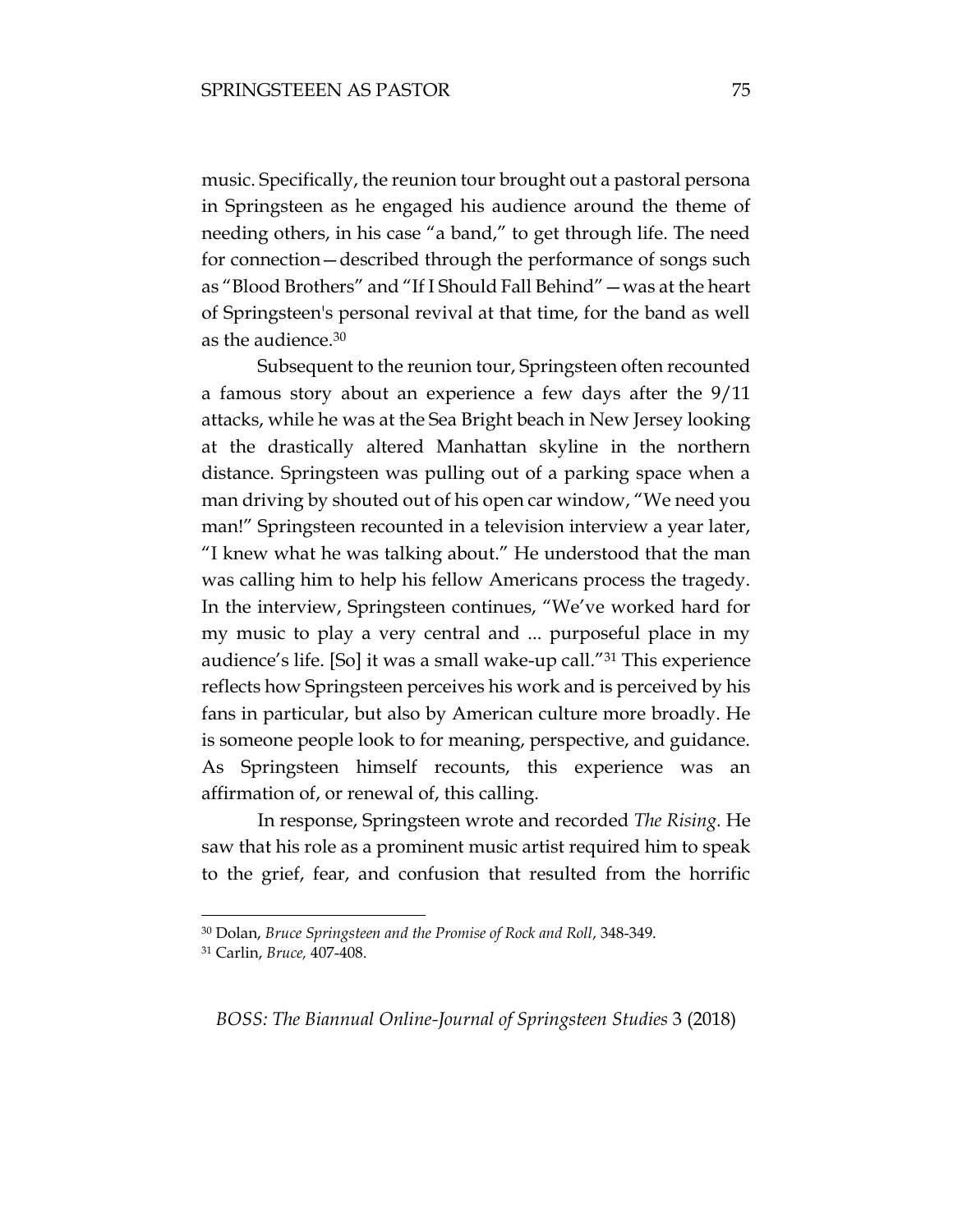music. Specifically, the reunion tour brought out a pastoral persona in Springsteen as he engaged his audience around the theme of needing others, in his case "a band," to get through life. The need for connection—described through the performance of songs such as "Blood Brothers" and "If I Should Fall Behind"—was at the heart of Springsteen's personal revival at that time, for the band as well as the audience.[30]

Subsequent to the reunion tour, Springsteen often recounted a famous story about an experience a few days after the 9/11 attacks, while he was at the Sea Bright beach in New Jersey looking at the drastically altered Manhattan skyline in the northern distance. Springsteen was pulling out of a parking space when a man driving by shouted out of his open car window, "We need you man!" Springsteen recounted in a television interview a year later, "I knew what he was talking about." He understood that the man was calling him to help his fellow Americans process the tragedy. In the interview, Springsteen continues, "We've worked hard for my music to play a very central and ... purposeful place in my audience's life. [So] it was a small wake-up call."[31] This experience reflects how Springsteen perceives his work and is perceived by his fans in particular, but also by American culture more broadly. He is someone people look to for meaning, perspective, and guidance. As Springsteen himself recounts, this experience was an affirmation of, or renewal of, this calling.

In response, Springsteen wrote and recorded *The Rising*. He saw that his role as a prominent music artist required him to speak to the grief, fear, and confusion that resulted from the horrific

---

[30] Dolan, *Bruce Springsteen and the Promise of Rock and Roll*, 348-349.

[31] Carlin, *Bruce,* 407-408.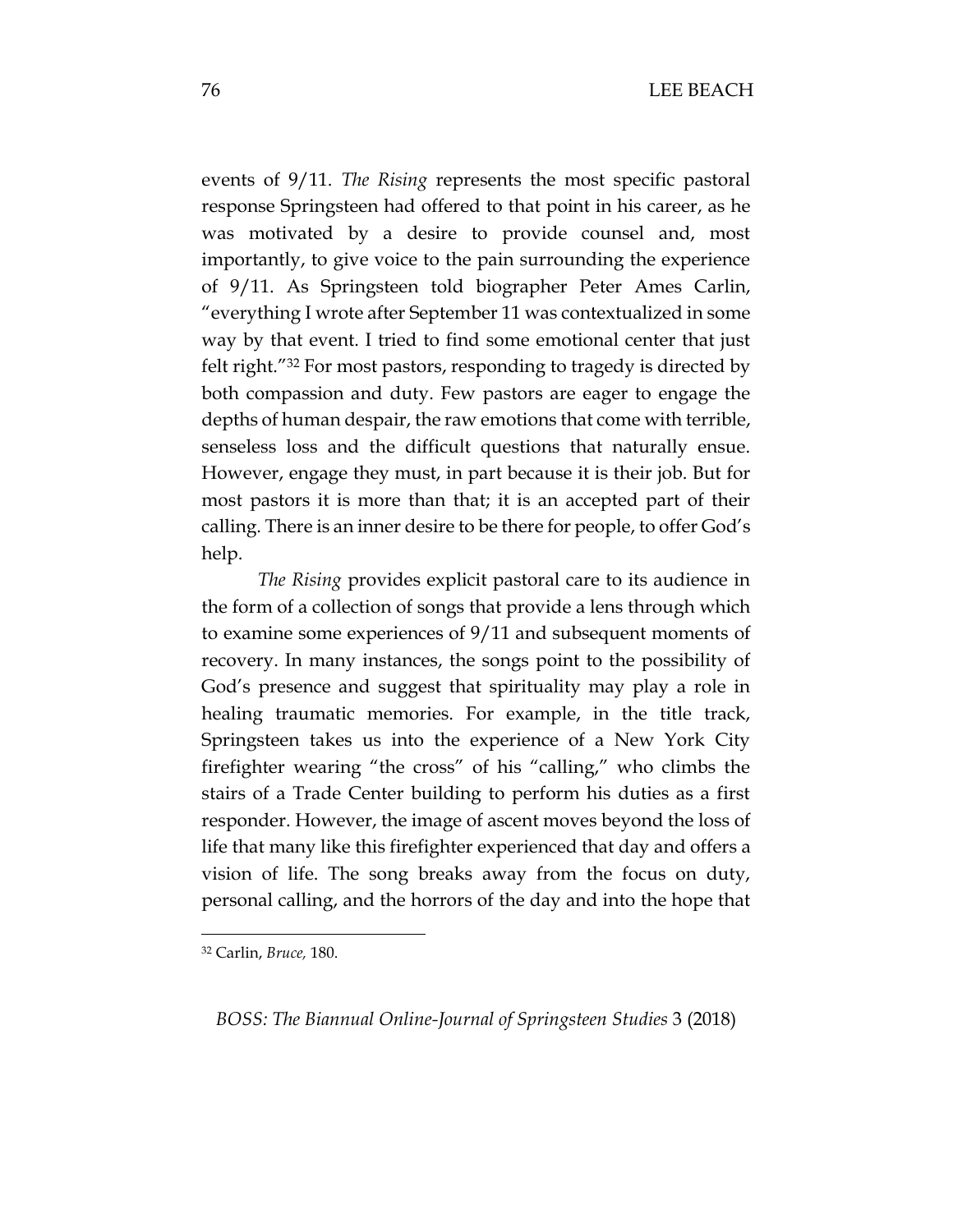events of 9/11. *The Rising* represents the most specific pastoral response Springsteen had offered to that point in his career, as he was motivated by a desire to provide counsel and, most importantly, to give voice to the pain surrounding the experience of 9/11. As Springsteen told biographer Peter Ames Carlin, "everything I wrote after September 11 was contextualized in some way by that event. I tried to find some emotional center that just felt right."[32] For most pastors, responding to tragedy is directed by both compassion and duty. Few pastors are eager to engage the depths of human despair, the raw emotions that come with terrible, senseless loss and the difficult questions that naturally ensue. However, engage they must, in part because it is their job. But for most pastors it is more than that; it is an accepted part of their calling. There is an inner desire to be there for people, to offer God's help.

*The Rising* provides explicit pastoral care to its audience in the form of a collection of songs that provide a lens through which to examine some experiences of 9/11 and subsequent moments of recovery. In many instances, the songs point to the possibility of God's presence and suggest that spirituality may play a role in healing traumatic memories. For example, in the title track, Springsteen takes us into the experience of a New York City firefighter wearing "the cross" of his "calling," who climbs the stairs of a Trade Center building to perform his duties as a first responder. However, the image of ascent moves beyond the loss of life that many like this firefighter experienced that day and offers a vision of life. The song breaks away from the focus on duty, personal calling, and the horrors of the day and into the hope that

---

[32] Carlin, *Bruce,* 180.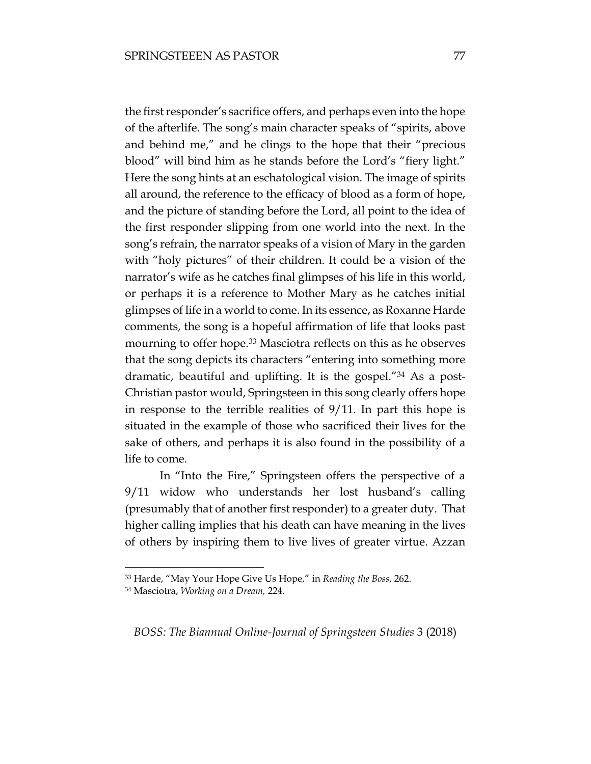the first responder's sacrifice offers, and perhaps even into the hope of the afterlife. The song's main character speaks of "spirits, above and behind me," and he clings to the hope that their "precious blood" will bind him as he stands before the Lord's "fiery light." Here the song hints at an eschatological vision. The image of spirits all around, the reference to the efficacy of blood as a form of hope, and the picture of standing before the Lord, all point to the idea of the first responder slipping from one world into the next. In the song's refrain, the narrator speaks of a vision of Mary in the garden with "holy pictures" of their children. It could be a vision of the narrator's wife as he catches final glimpses of his life in this world, or perhaps it is a reference to Mother Mary as he catches initial glimpses of life in a world to come. In its essence, as Roxanne Harde comments, the song is a hopeful affirmation of life that looks past mourning to offer hope.[33] Masciotra reflects on this as he observes that the song depicts its characters "entering into something more dramatic, beautiful and uplifting. It is the gospel."[34] As a post-Christian pastor would, Springsteen in this song clearly offers hope in response to the terrible realities of 9/11. In part this hope is situated in the example of those who sacrificed their lives for the sake of others, and perhaps it is also found in the possibility of a life to come.

In "Into the Fire," Springsteen offers the perspective of a 9/11 widow who understands her lost husband's calling (presumably that of another first responder) to a greater duty. That higher calling implies that his death can have meaning in the lives of others by inspiring them to live lives of greater virtue. Azzan

---

[33] Harde, "May Your Hope Give Us Hope," in *Reading the Boss*, 262.

[34] Masciotra, *Working on a Dream,* 224.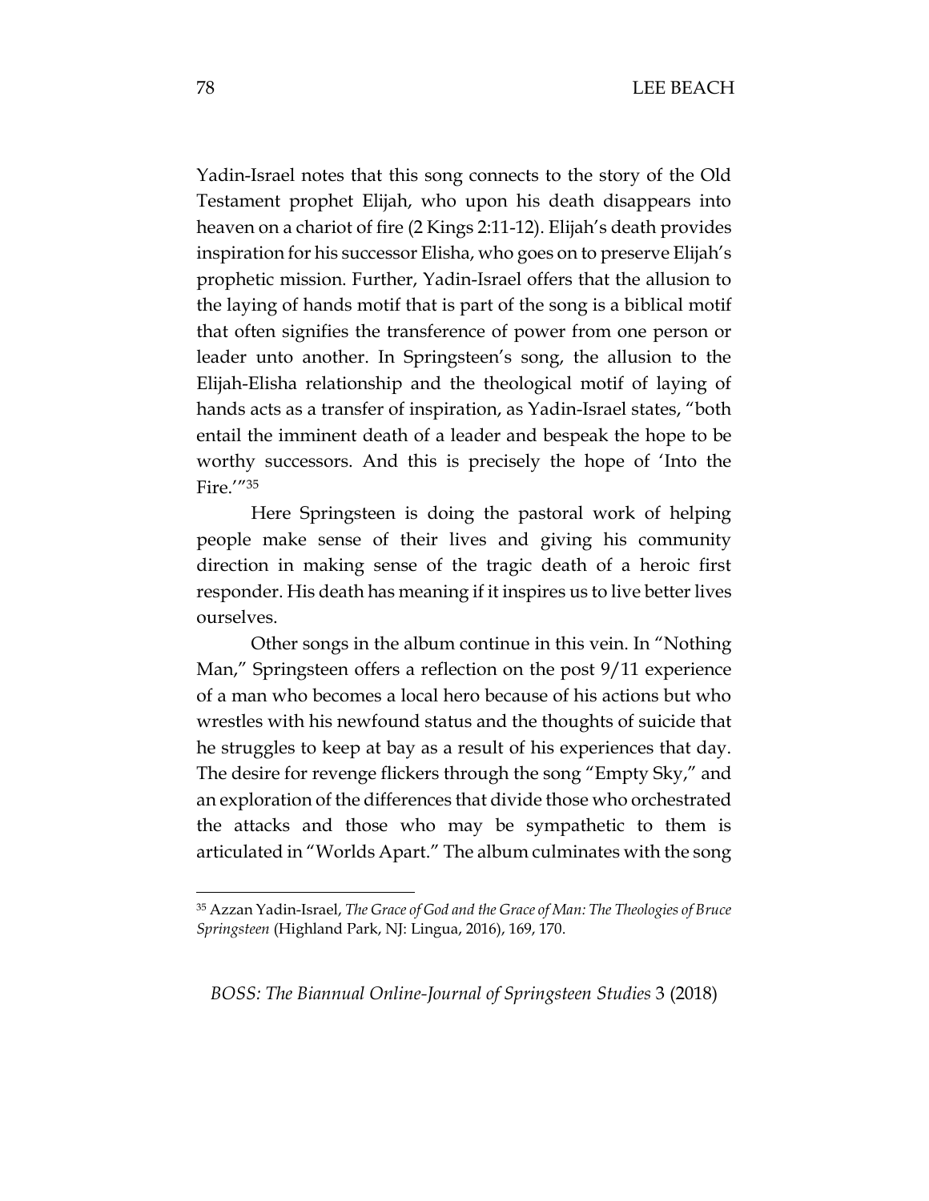Yadin-Israel notes that this song connects to the story of the Old Testament prophet Elijah, who upon his death disappears into heaven on a chariot of fire (2 Kings 2:11-12). Elijah's death provides inspiration for his successor Elisha, who goes on to preserve Elijah's prophetic mission. Further, Yadin-Israel offers that the allusion to the laying of hands motif that is part of the song is a biblical motif that often signifies the transference of power from one person or leader unto another. In Springsteen's song, the allusion to the Elijah-Elisha relationship and the theological motif of laying of hands acts as a transfer of inspiration, as Yadin-Israel states, "both entail the imminent death of a leader and bespeak the hope to be worthy successors. And this is precisely the hope of 'Into the Fire.'"[35]

Here Springsteen is doing the pastoral work of helping people make sense of their lives and giving his community direction in making sense of the tragic death of a heroic first responder. His death has meaning if it inspires us to live better lives ourselves.

Other songs in the album continue in this vein. In "Nothing Man," Springsteen offers a reflection on the post 9/11 experience of a man who becomes a local hero because of his actions but who wrestles with his newfound status and the thoughts of suicide that he struggles to keep at bay as a result of his experiences that day. The desire for revenge flickers through the song "Empty Sky," and an exploration of the differences that divide those who orchestrated the attacks and those who may be sympathetic to them is articulated in "Worlds Apart." The album culminates with the song

---

[35] Azzan Yadin-Israel, *The Grace of God and the Grace of Man: The Theologies of Bruce Springsteen* (Highland Park, NJ: Lingua, 2016), 169, 170.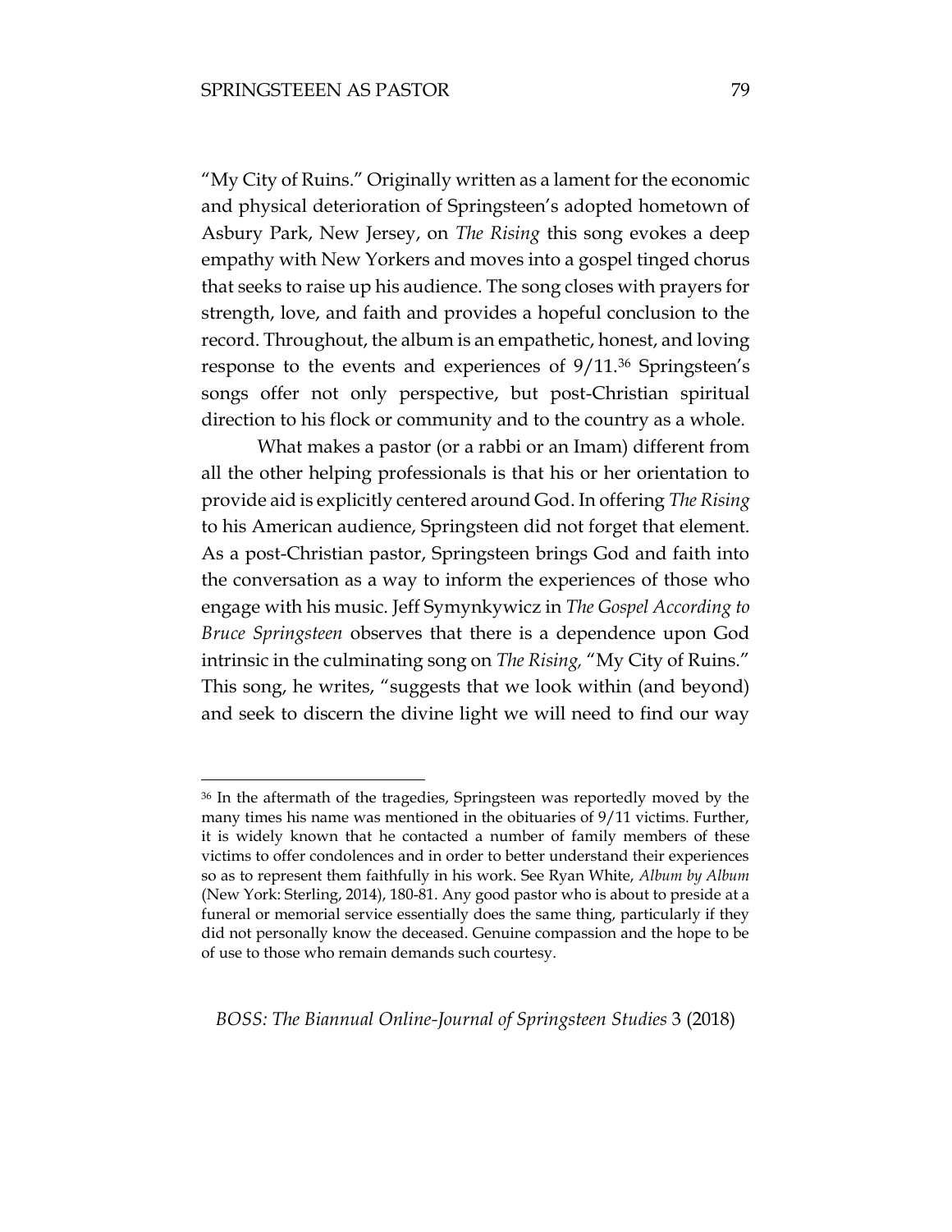"My City of Ruins." Originally written as a lament for the economic and physical deterioration of Springsteen's adopted hometown of Asbury Park, New Jersey, on *The Rising* this song evokes a deep empathy with New Yorkers and moves into a gospel tinged chorus that seeks to raise up his audience. The song closes with prayers for strength, love, and faith and provides a hopeful conclusion to the record. Throughout, the album is an empathetic, honest, and loving response to the events and experiences of 9/11.[36] Springsteen's songs offer not only perspective, but post-Christian spiritual direction to his flock or community and to the country as a whole.

What makes a pastor (or a rabbi or an Imam) different from all the other helping professionals is that his or her orientation to provide aid is explicitly centered around God. In offering *The Rising* to his American audience, Springsteen did not forget that element. As a post-Christian pastor, Springsteen brings God and faith into the conversation as a way to inform the experiences of those who engage with his music. Jeff Symynkywicz in *The Gospel According to Bruce Springsteen* observes that there is a dependence upon God intrinsic in the culminating song on *The Rising,* "My City of Ruins." This song, he writes, "suggests that we look within (and beyond) and seek to discern the divine light we will need to find our way

[36] In the aftermath of the tragedies, Springsteen was reportedly moved by the many times his name was mentioned in the obituaries of 9/11 victims. Further, it is widely known that he contacted a number of family members of these victims to offer condolences and in order to better understand their experiences so as to represent them faithfully in his work. See Ryan White, *Album by Album* (New York: Sterling, 2014), 180-81. Any good pastor who is about to preside at a funeral or memorial service essentially does the same thing, particularly if they did not personally know the deceased. Genuine compassion and the hope to be of use to those who remain demands such courtesy.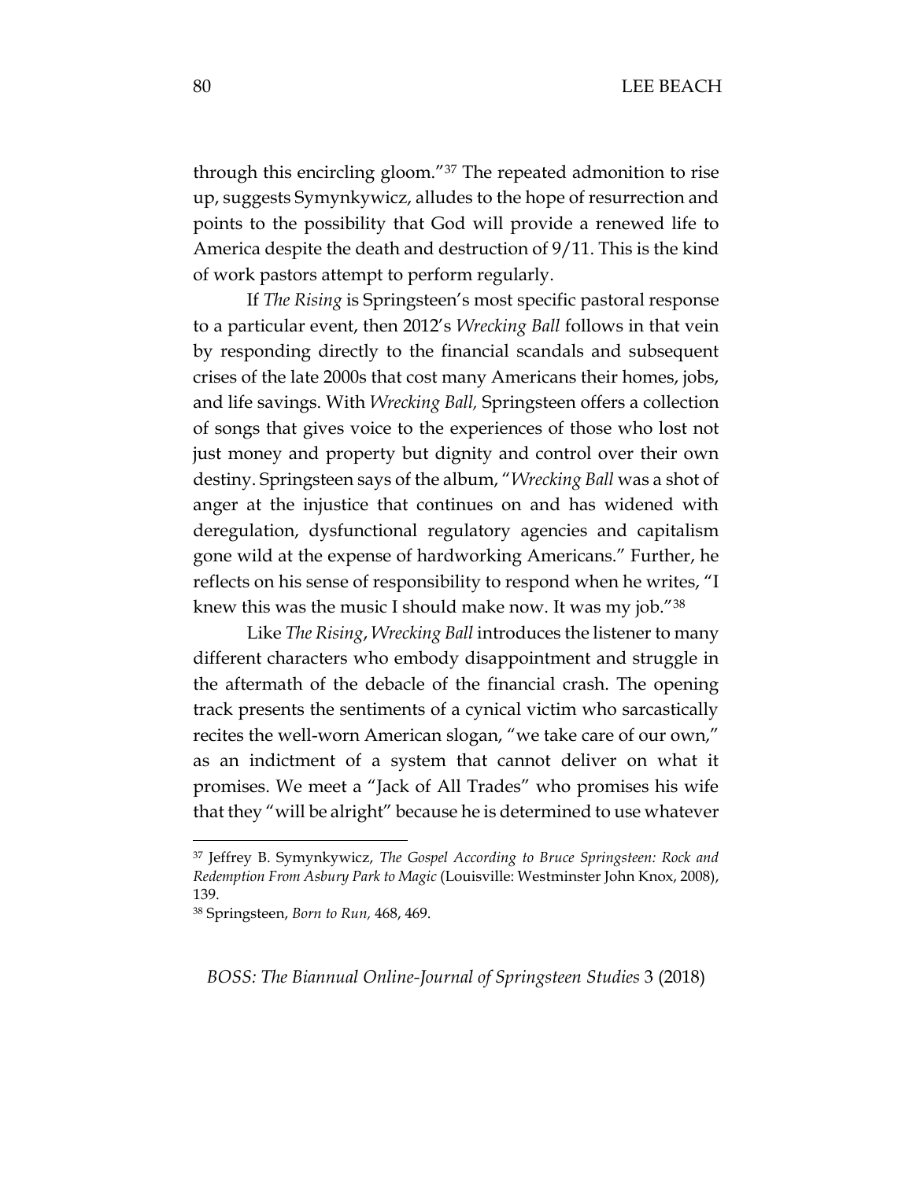through this encircling gloom."[37] The repeated admonition to rise up, suggests Symynkywicz, alludes to the hope of resurrection and points to the possibility that God will provide a renewed life to America despite the death and destruction of 9/11. This is the kind of work pastors attempt to perform regularly.

If *The Rising* is Springsteen's most specific pastoral response to a particular event, then 2012's *Wrecking Ball* follows in that vein by responding directly to the financial scandals and subsequent crises of the late 2000s that cost many Americans their homes, jobs, and life savings. With *Wrecking Ball,* Springsteen offers a collection of songs that gives voice to the experiences of those who lost not just money and property but dignity and control over their own destiny. Springsteen says of the album, "*Wrecking Ball* was a shot of anger at the injustice that continues on and has widened with deregulation, dysfunctional regulatory agencies and capitalism gone wild at the expense of hardworking Americans." Further, he reflects on his sense of responsibility to respond when he writes, "I knew this was the music I should make now. It was my job."[38]

Like *The Rising*, *Wrecking Ball* introduces the listener to many different characters who embody disappointment and struggle in the aftermath of the debacle of the financial crash. The opening track presents the sentiments of a cynical victim who sarcastically recites the well-worn American slogan, "we take care of our own," as an indictment of a system that cannot deliver on what it promises. We meet a "Jack of All Trades" who promises his wife that they "will be alright" because he is determined to use whatever

---

[37] Jeffrey B. Symynkywicz, *The Gospel According to Bruce Springsteen: Rock and Redemption From Asbury Park to Magic* (Louisville: Westminster John Knox, 2008), 139.

[38] Springsteen, *Born to Run,* 468, 469.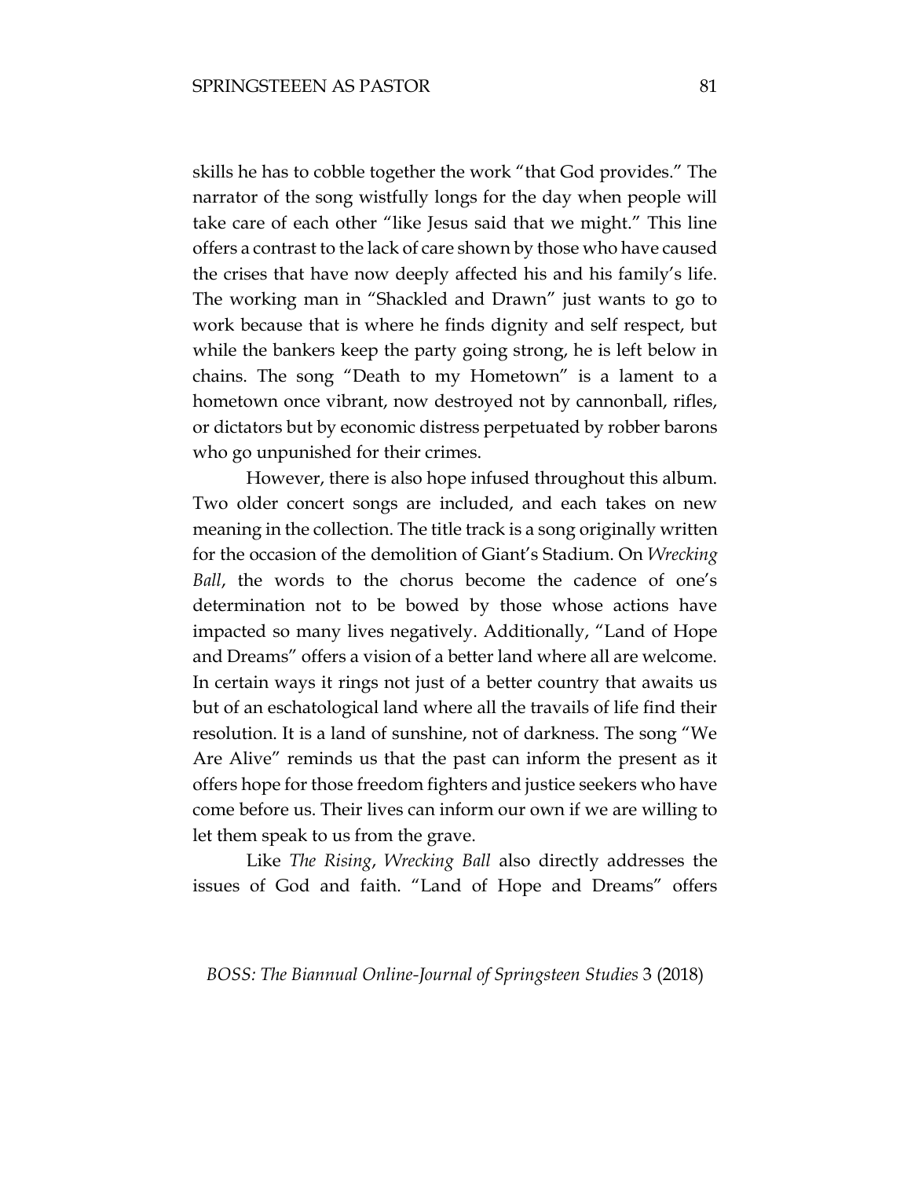skills he has to cobble together the work "that God provides." The narrator of the song wistfully longs for the day when people will take care of each other "like Jesus said that we might." This line offers a contrast to the lack of care shown by those who have caused the crises that have now deeply affected his and his family's life. The working man in "Shackled and Drawn" just wants to go to work because that is where he finds dignity and self respect, but while the bankers keep the party going strong, he is left below in chains. The song "Death to my Hometown" is a lament to a hometown once vibrant, now destroyed not by cannonball, rifles, or dictators but by economic distress perpetuated by robber barons who go unpunished for their crimes.

However, there is also hope infused throughout this album. Two older concert songs are included, and each takes on new meaning in the collection. The title track is a song originally written for the occasion of the demolition of Giant's Stadium. On *Wrecking Ball*, the words to the chorus become the cadence of one's determination not to be bowed by those whose actions have impacted so many lives negatively. Additionally, "Land of Hope and Dreams" offers a vision of a better land where all are welcome. In certain ways it rings not just of a better country that awaits us but of an eschatological land where all the travails of life find their resolution. It is a land of sunshine, not of darkness. The song "We Are Alive" reminds us that the past can inform the present as it offers hope for those freedom fighters and justice seekers who have come before us. Their lives can inform our own if we are willing to let them speak to us from the grave.

Like *The Rising*, *Wrecking Ball* also directly addresses the issues of God and faith. "Land of Hope and Dreams" offers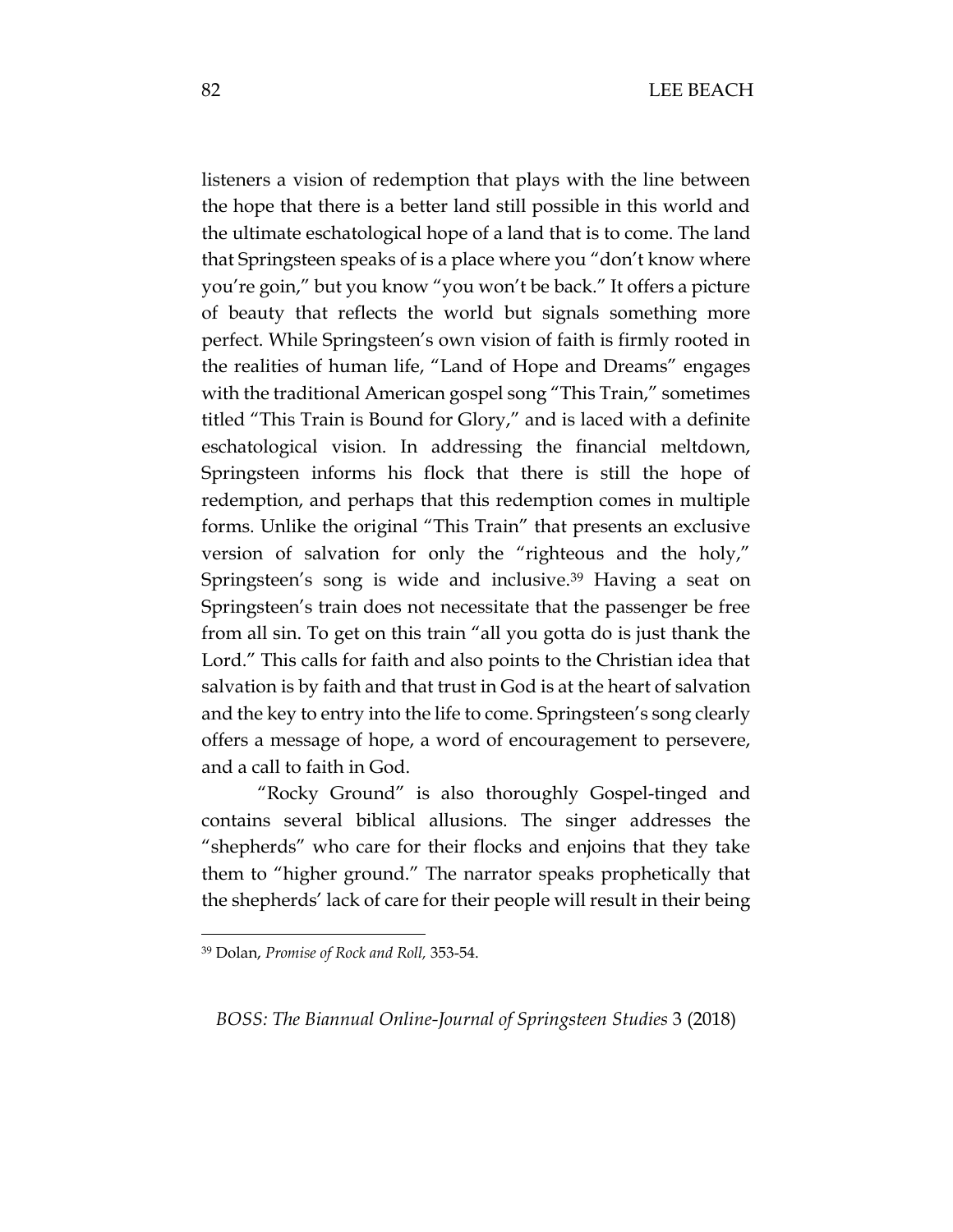listeners a vision of redemption that plays with the line between the hope that there is a better land still possible in this world and the ultimate eschatological hope of a land that is to come. The land that Springsteen speaks of is a place where you "don't know where you're goin," but you know "you won't be back." It offers a picture of beauty that reflects the world but signals something more perfect. While Springsteen's own vision of faith is firmly rooted in the realities of human life, "Land of Hope and Dreams" engages with the traditional American gospel song "This Train," sometimes titled "This Train is Bound for Glory," and is laced with a definite eschatological vision. In addressing the financial meltdown, Springsteen informs his flock that there is still the hope of redemption, and perhaps that this redemption comes in multiple forms. Unlike the original "This Train" that presents an exclusive version of salvation for only the "righteous and the holy," Springsteen's song is wide and inclusive.[39] Having a seat on Springsteen's train does not necessitate that the passenger be free from all sin. To get on this train "all you gotta do is just thank the Lord." This calls for faith and also points to the Christian idea that salvation is by faith and that trust in God is at the heart of salvation and the key to entry into the life to come. Springsteen's song clearly offers a message of hope, a word of encouragement to persevere, and a call to faith in God.

"Rocky Ground" is also thoroughly Gospel-tinged and contains several biblical allusions. The singer addresses the "shepherds" who care for their flocks and enjoins that they take them to "higher ground." The narrator speaks prophetically that the shepherds' lack of care for their people will result in their being

[39] Dolan, *Promise of Rock and Roll,* 353-54.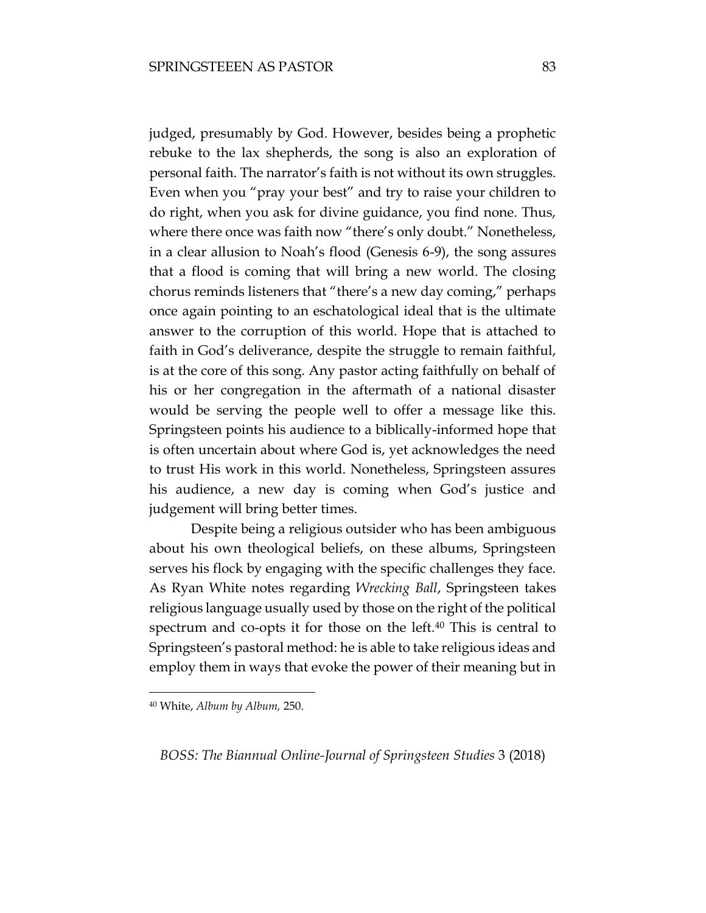judged, presumably by God. However, besides being a prophetic rebuke to the lax shepherds, the song is also an exploration of personal faith. The narrator's faith is not without its own struggles. Even when you "pray your best" and try to raise your children to do right, when you ask for divine guidance, you find none. Thus, where there once was faith now "there's only doubt." Nonetheless, in a clear allusion to Noah's flood (Genesis 6-9), the song assures that a flood is coming that will bring a new world. The closing chorus reminds listeners that "there's a new day coming," perhaps once again pointing to an eschatological ideal that is the ultimate answer to the corruption of this world. Hope that is attached to faith in God's deliverance, despite the struggle to remain faithful, is at the core of this song. Any pastor acting faithfully on behalf of his or her congregation in the aftermath of a national disaster would be serving the people well to offer a message like this. Springsteen points his audience to a biblically-informed hope that is often uncertain about where God is, yet acknowledges the need to trust His work in this world. Nonetheless, Springsteen assures his audience, a new day is coming when God's justice and judgement will bring better times.

Despite being a religious outsider who has been ambiguous about his own theological beliefs, on these albums, Springsteen serves his flock by engaging with the specific challenges they face. As Ryan White notes regarding *Wrecking Ball*, Springsteen takes religious language usually used by those on the right of the political spectrum and co-opts it for those on the left.[40] This is central to Springsteen's pastoral method: he is able to take religious ideas and employ them in ways that evoke the power of their meaning but in

[40] White, *Album by Album,* 250.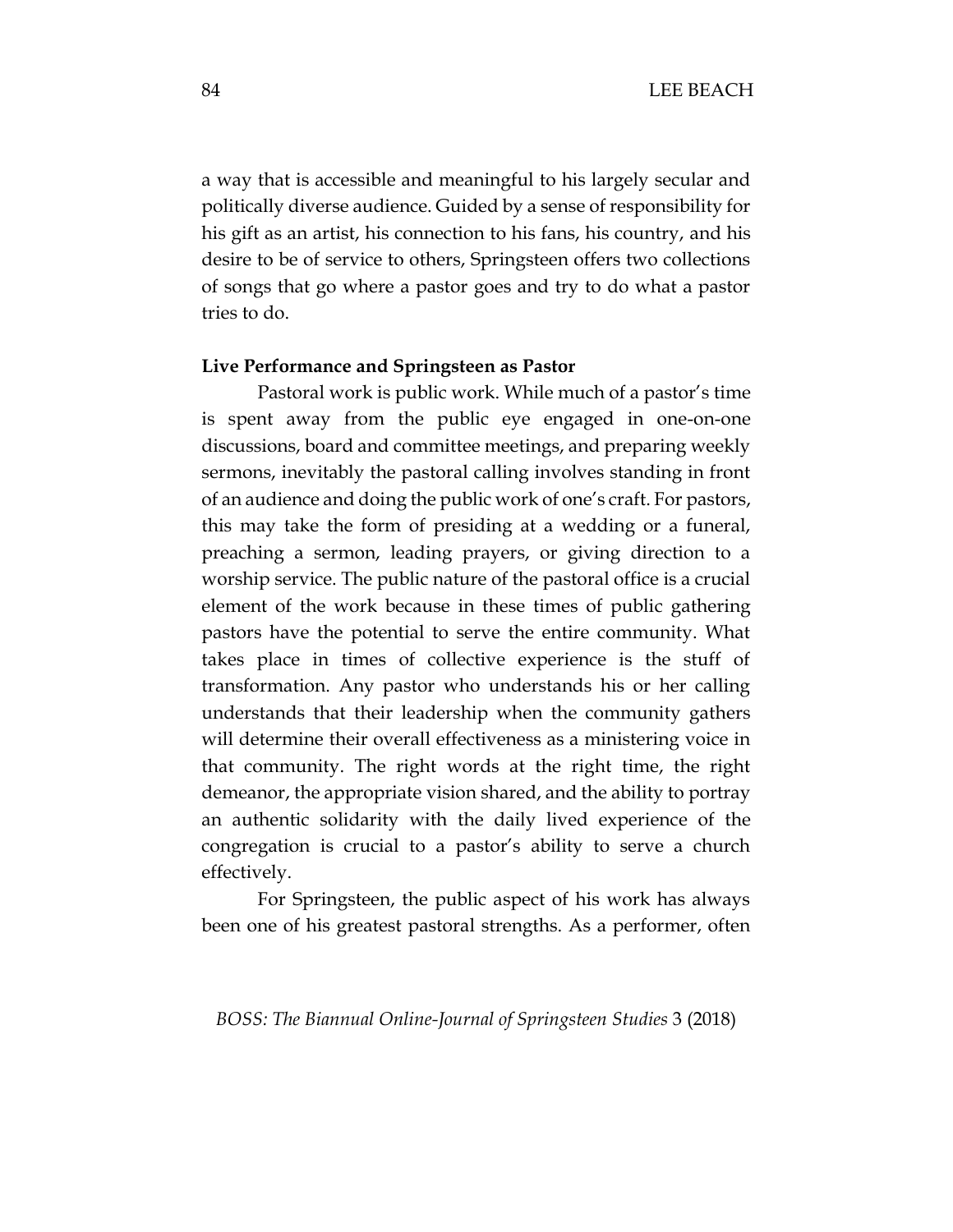a way that is accessible and meaningful to his largely secular and politically diverse audience. Guided by a sense of responsibility for his gift as an artist, his connection to his fans, his country, and his desire to be of service to others, Springsteen offers two collections of songs that go where a pastor goes and try to do what a pastor tries to do.

**Live Performance and Springsteen as Pastor**

Pastoral work is public work. While much of a pastor's time is spent away from the public eye engaged in one-on-one discussions, board and committee meetings, and preparing weekly sermons, inevitably the pastoral calling involves standing in front of an audience and doing the public work of one's craft. For pastors, this may take the form of presiding at a wedding or a funeral, preaching a sermon, leading prayers, or giving direction to a worship service. The public nature of the pastoral office is a crucial element of the work because in these times of public gathering pastors have the potential to serve the entire community. What takes place in times of collective experience is the stuff of transformation. Any pastor who understands his or her calling understands that their leadership when the community gathers will determine their overall effectiveness as a ministering voice in that community. The right words at the right time, the right demeanor, the appropriate vision shared, and the ability to portray an authentic solidarity with the daily lived experience of the congregation is crucial to a pastor's ability to serve a church effectively.

For Springsteen, the public aspect of his work has always been one of his greatest pastoral strengths. As a performer, often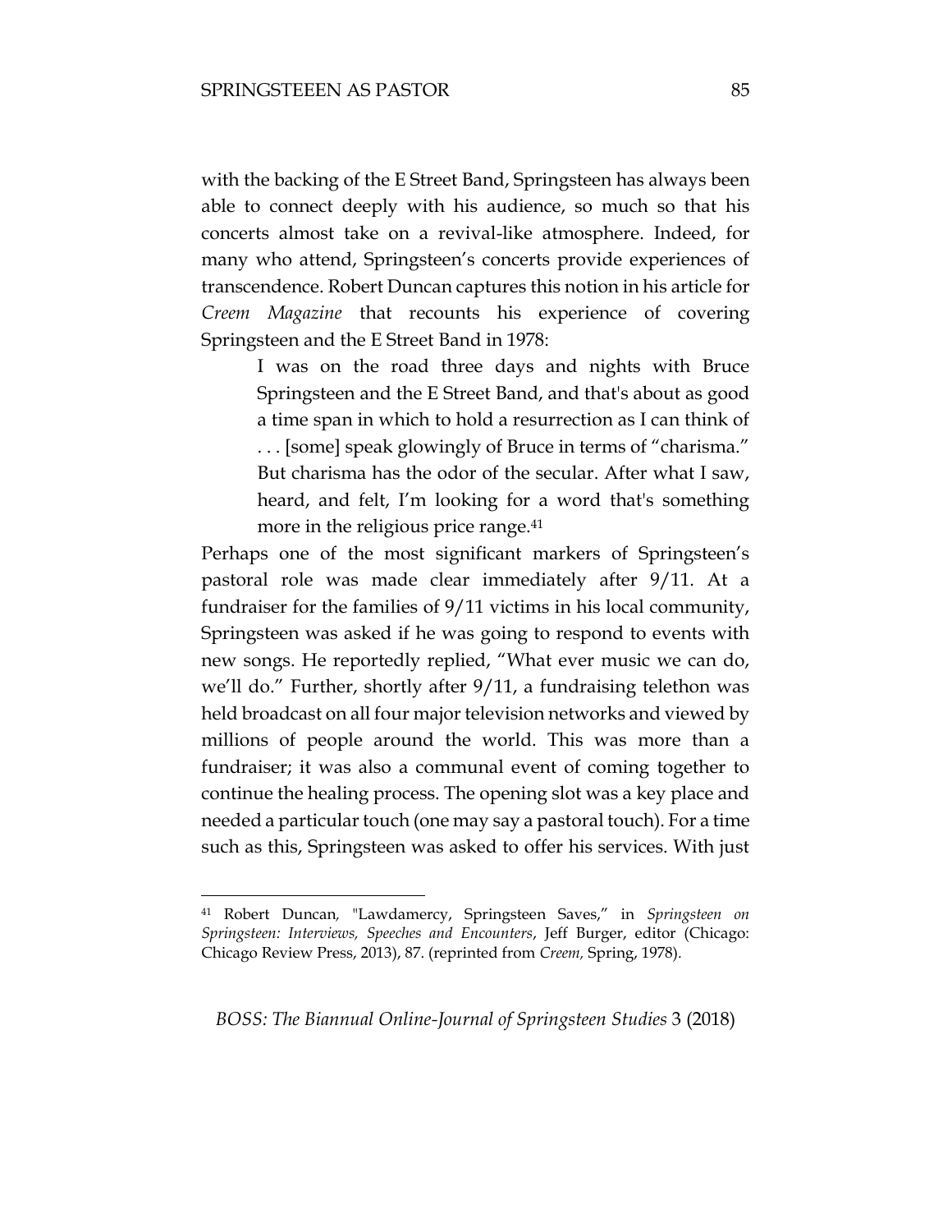with the backing of the E Street Band, Springsteen has always been able to connect deeply with his audience, so much so that his concerts almost take on a revival-like atmosphere. Indeed, for many who attend, Springsteen's concerts provide experiences of transcendence. Robert Duncan captures this notion in his article for *Creem Magazine* that recounts his experience of covering Springsteen and the E Street Band in 1978:

> I was on the road three days and nights with Bruce Springsteen and the E Street Band, and that's about as good a time span in which to hold a resurrection as I can think of . . . [some] speak glowingly of Bruce in terms of "charisma." But charisma has the odor of the secular. After what I saw, heard, and felt, I'm looking for a word that's something more in the religious price range.[41]

Perhaps one of the most significant markers of Springsteen's pastoral role was made clear immediately after 9/11. At a fundraiser for the families of 9/11 victims in his local community, Springsteen was asked if he was going to respond to events with new songs. He reportedly replied, "What ever music we can do, we'll do." Further, shortly after 9/11, a fundraising telethon was held broadcast on all four major television networks and viewed by millions of people around the world. This was more than a fundraiser; it was also a communal event of coming together to continue the healing process. The opening slot was a key place and needed a particular touch (one may say a pastoral touch). For a time such as this, Springsteen was asked to offer his services. With just

[41] Robert Duncan, "Lawdamercy, Springsteen Saves," in *Springsteen on Springsteen: Interviews, Speeches and Encounters*, Jeff Burger, editor (Chicago: Chicago Review Press, 2013), 87. (reprinted from *Creem,* Spring, 1978).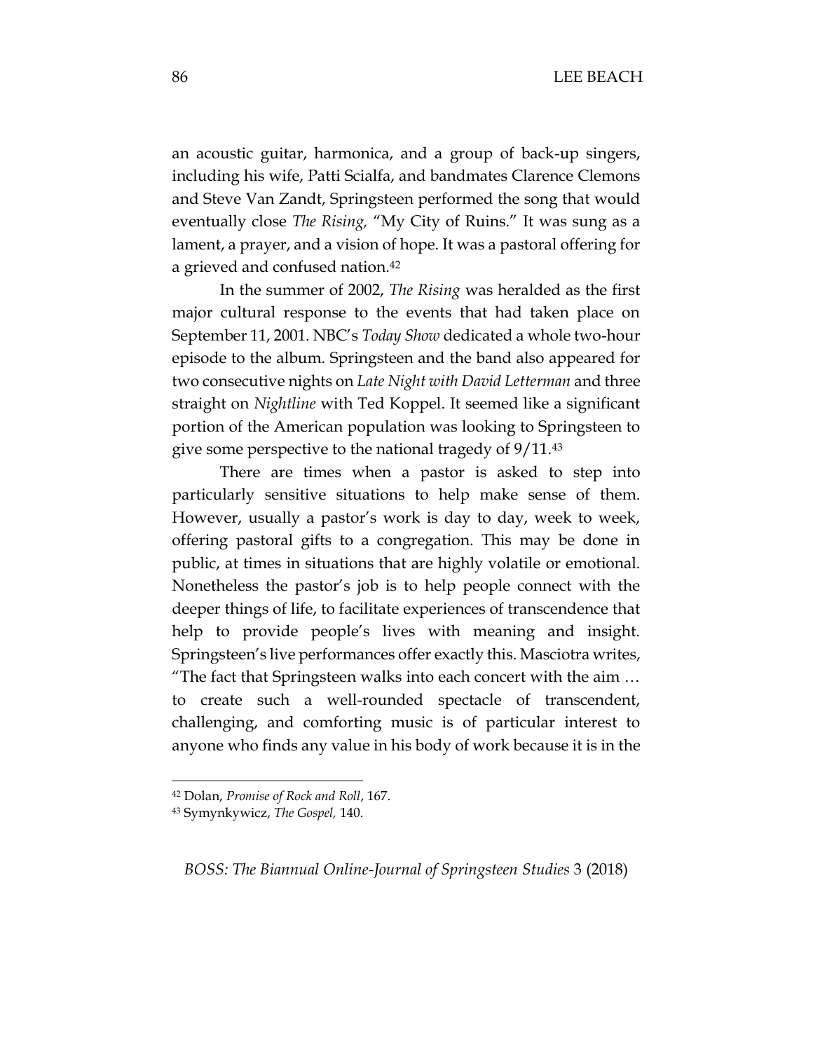an acoustic guitar, harmonica, and a group of back-up singers, including his wife, Patti Scialfa, and bandmates Clarence Clemons and Steve Van Zandt, Springsteen performed the song that would eventually close *The Rising,* "My City of Ruins." It was sung as a lament, a prayer, and a vision of hope. It was a pastoral offering for a grieved and confused nation.[42]

In the summer of 2002, *The Rising* was heralded as the first major cultural response to the events that had taken place on September 11, 2001. NBC's *Today Show* dedicated a whole two-hour episode to the album. Springsteen and the band also appeared for two consecutive nights on *Late Night with David Letterman* and three straight on *Nightline* with Ted Koppel. It seemed like a significant portion of the American population was looking to Springsteen to give some perspective to the national tragedy of 9/11.[43]

There are times when a pastor is asked to step into particularly sensitive situations to help make sense of them. However, usually a pastor's work is day to day, week to week, offering pastoral gifts to a congregation. This may be done in public, at times in situations that are highly volatile or emotional. Nonetheless the pastor's job is to help people connect with the deeper things of life, to facilitate experiences of transcendence that help to provide people's lives with meaning and insight. Springsteen's live performances offer exactly this. Masciotra writes, "The fact that Springsteen walks into each concert with the aim … to create such a well-rounded spectacle of transcendent, challenging, and comforting music is of particular interest to anyone who finds any value in his body of work because it is in the

---

[42] Dolan, *Promise of Rock and Roll*, 167.

[43] Symynkywicz, *The Gospel,* 140.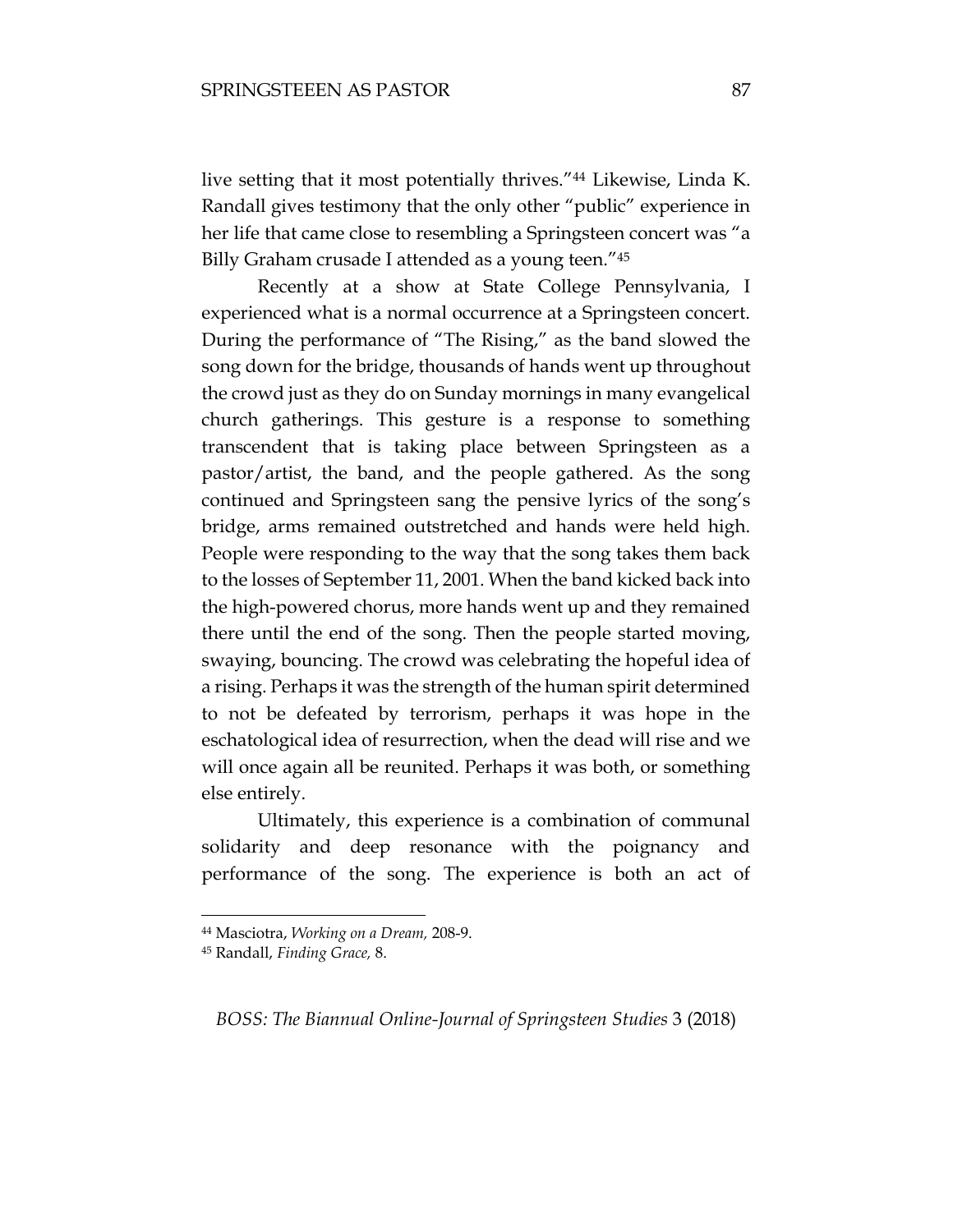live setting that it most potentially thrives."[44] Likewise, Linda K. Randall gives testimony that the only other "public" experience in her life that came close to resembling a Springsteen concert was "a Billy Graham crusade I attended as a young teen."[45]

Recently at a show at State College Pennsylvania, I experienced what is a normal occurrence at a Springsteen concert. During the performance of "The Rising," as the band slowed the song down for the bridge, thousands of hands went up throughout the crowd just as they do on Sunday mornings in many evangelical church gatherings. This gesture is a response to something transcendent that is taking place between Springsteen as a pastor/artist, the band, and the people gathered. As the song continued and Springsteen sang the pensive lyrics of the song's bridge, arms remained outstretched and hands were held high. People were responding to the way that the song takes them back to the losses of September 11, 2001. When the band kicked back into the high-powered chorus, more hands went up and they remained there until the end of the song. Then the people started moving, swaying, bouncing. The crowd was celebrating the hopeful idea of a rising. Perhaps it was the strength of the human spirit determined to not be defeated by terrorism, perhaps it was hope in the eschatological idea of resurrection, when the dead will rise and we will once again all be reunited. Perhaps it was both, or something else entirely.

Ultimately, this experience is a combination of communal solidarity and deep resonance with the poignancy and performance of the song. The experience is both an act of

---

[44] Masciotra, *Working on a Dream,* 208-9.

[45] Randall, *Finding Grace,* 8.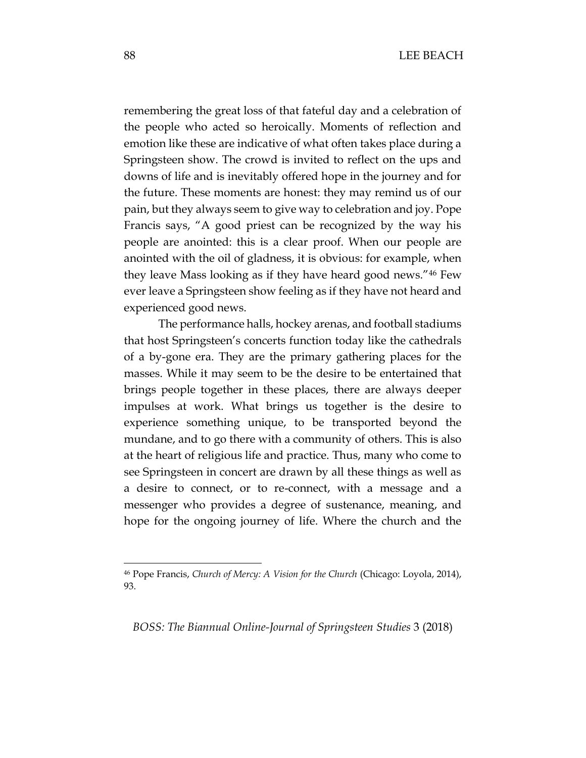remembering the great loss of that fateful day and a celebration of the people who acted so heroically. Moments of reflection and emotion like these are indicative of what often takes place during a Springsteen show. The crowd is invited to reflect on the ups and downs of life and is inevitably offered hope in the journey and for the future. These moments are honest: they may remind us of our pain, but they always seem to give way to celebration and joy. Pope Francis says, "A good priest can be recognized by the way his people are anointed: this is a clear proof. When our people are anointed with the oil of gladness, it is obvious: for example, when they leave Mass looking as if they have heard good news."[46] Few ever leave a Springsteen show feeling as if they have not heard and experienced good news.

The performance halls, hockey arenas, and football stadiums that host Springsteen's concerts function today like the cathedrals of a by-gone era. They are the primary gathering places for the masses. While it may seem to be the desire to be entertained that brings people together in these places, there are always deeper impulses at work. What brings us together is the desire to experience something unique, to be transported beyond the mundane, and to go there with a community of others. This is also at the heart of religious life and practice. Thus, many who come to see Springsteen in concert are drawn by all these things as well as a desire to connect, or to re-connect, with a message and a messenger who provides a degree of sustenance, meaning, and hope for the ongoing journey of life. Where the church and the

---

[46] Pope Francis, *Church of Mercy: A Vision for the Church* (Chicago: Loyola, 2014), 93.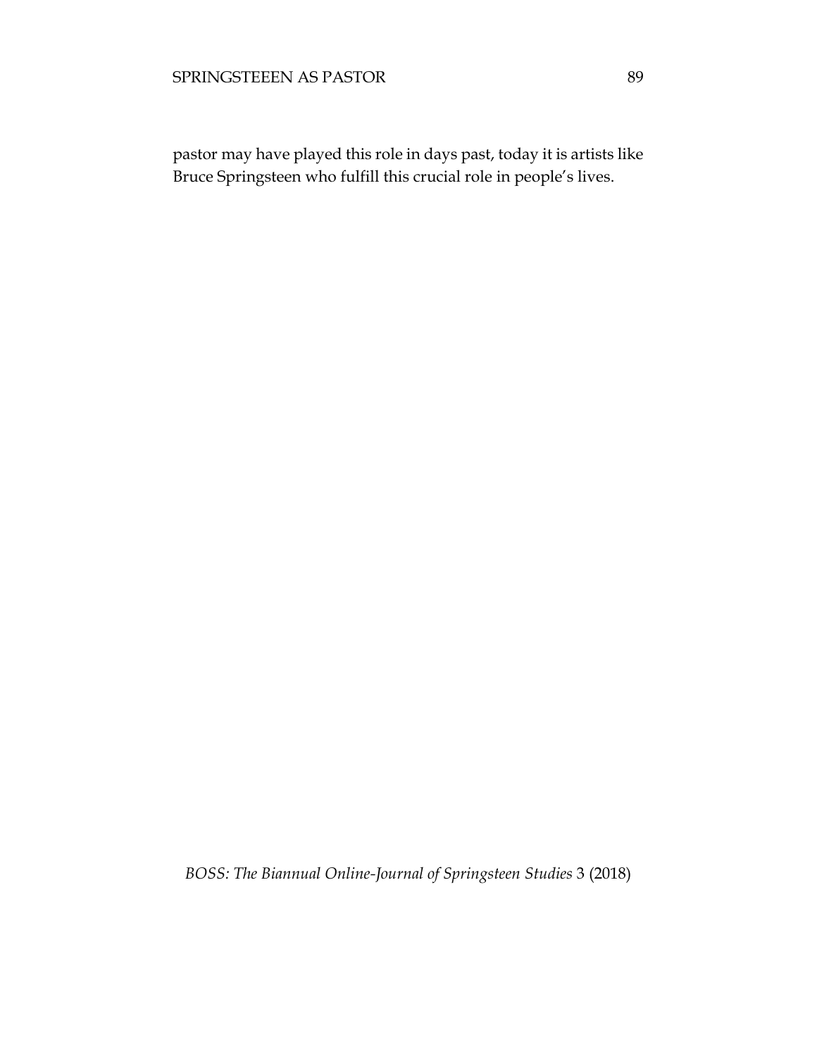pastor may have played this role in days past, today it is artists like Bruce Springsteen who fulfill this crucial role in people's lives.